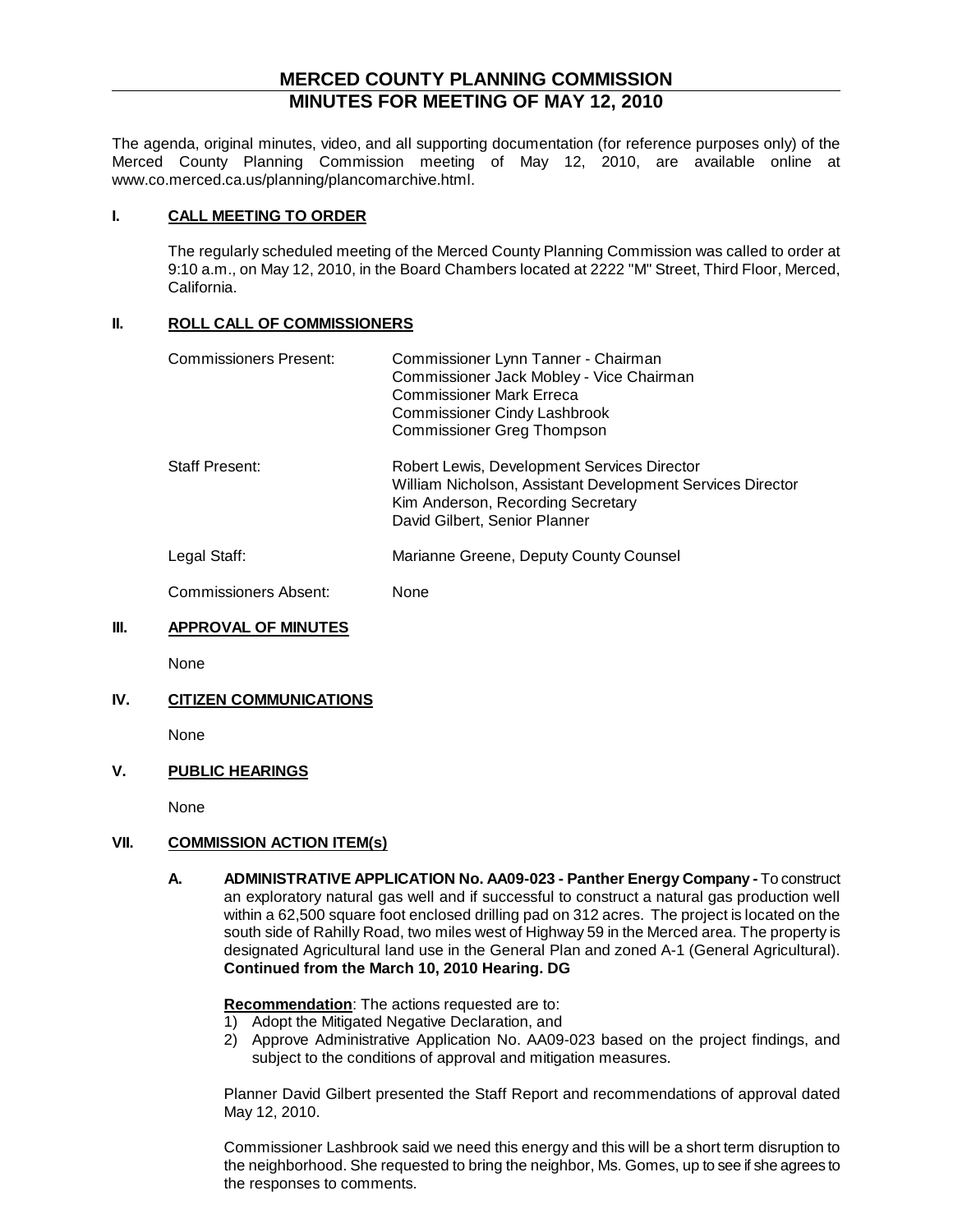# MERCED COUNTY PLANNING COMMISSION
# MINUTES FOR MEETING OF MAY 12, 2010

The agenda, original minutes, video, and all supporting documentation (for reference purposes only) of the Merced County Planning Commission meeting of May 12, 2010, are available online at www.co.merced.ca.us/planning/plancomarchive.html.

## I. CALL MEETING TO ORDER

The regularly scheduled meeting of the Merced County Planning Commission was called to order at 9:10 a.m., on May 12, 2010, in the Board Chambers located at 2222 "M" Street, Third Floor, Merced, California.

## II. ROLL CALL OF COMMISSIONERS

| | |
|---|---|
| Commissioners Present: | Commissioner Lynn Tanner - Chairman<br>Commissioner Jack Mobley - Vice Chairman<br>Commissioner Mark Erreca<br>Commissioner Cindy Lashbrook<br>Commissioner Greg Thompson |
| Staff Present: | Robert Lewis, Development Services Director<br>William Nicholson, Assistant Development Services Director<br>Kim Anderson, Recording Secretary<br>David Gilbert, Senior Planner |
| Legal Staff: | Marianne Greene, Deputy County Counsel |
| Commissioners Absent: | None |

## III. APPROVAL OF MINUTES

None

## IV. CITIZEN COMMUNICATIONS

None

## V. PUBLIC HEARINGS

None

## VII. COMMISSION ACTION ITEM(s)

**A. ADMINISTRATIVE APPLICATION No. AA09-023 - Panther Energy Company -** To construct an exploratory natural gas well and if successful to construct a natural gas production well within a 62,500 square foot enclosed drilling pad on 312 acres. The project is located on the south side of Rahilly Road, two miles west of Highway 59 in the Merced area. The property is designated Agricultural land use in the General Plan and zoned A-1 (General Agricultural). **Continued from the March 10, 2010 Hearing. DG**

**Recommendation**: The actions requested are to:

1) Adopt the Mitigated Negative Declaration, and
2) Approve Administrative Application No. AA09-023 based on the project findings, and subject to the conditions of approval and mitigation measures.

Planner David Gilbert presented the Staff Report and recommendations of approval dated May 12, 2010.

Commissioner Lashbrook said we need this energy and this will be a short term disruption to the neighborhood. She requested to bring the neighbor, Ms. Gomes, up to see if she agrees to the responses to comments.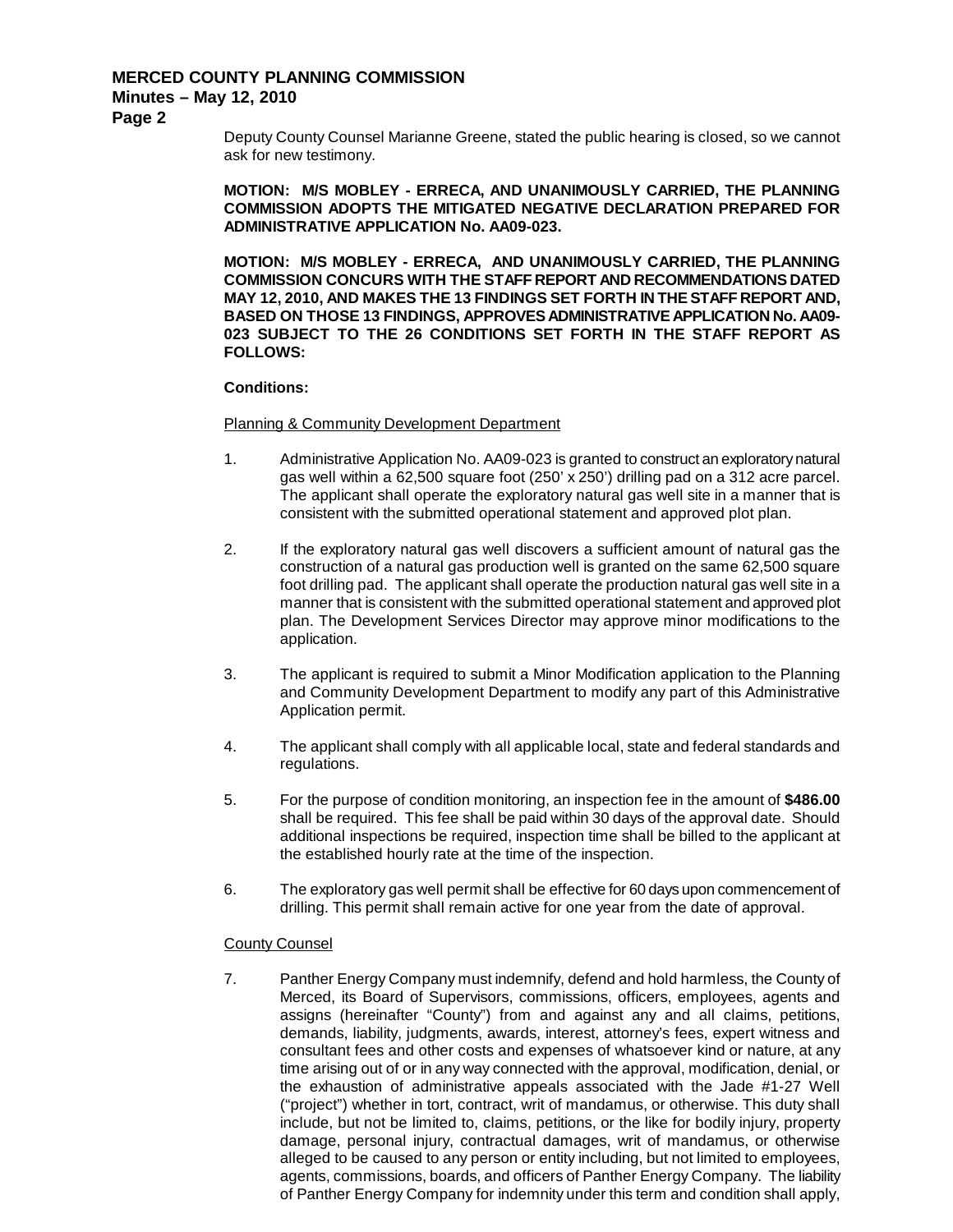Deputy County Counsel Marianne Greene, stated the public hearing is closed, so we cannot ask for new testimony.

**MOTION: M/S MOBLEY - ERRECA, AND UNANIMOUSLY CARRIED, THE PLANNING COMMISSION ADOPTS THE MITIGATED NEGATIVE DECLARATION PREPARED FOR ADMINISTRATIVE APPLICATION No. AA09-023.**

**MOTION: M/S MOBLEY - ERRECA, AND UNANIMOUSLY CARRIED, THE PLANNING COMMISSION CONCURS WITH THE STAFF REPORT AND RECOMMENDATIONS DATED MAY 12, 2010, AND MAKES THE 13 FINDINGS SET FORTH IN THE STAFF REPORT AND, BASED ON THOSE 13 FINDINGS, APPROVES ADMINISTRATIVE APPLICATION No. AA09-023 SUBJECT TO THE 26 CONDITIONS SET FORTH IN THE STAFF REPORT AS FOLLOWS:**

**Conditions:**

Planning & Community Development Department

1. Administrative Application No. AA09-023 is granted to construct an exploratory natural gas well within a 62,500 square foot (250' x 250') drilling pad on a 312 acre parcel. The applicant shall operate the exploratory natural gas well site in a manner that is consistent with the submitted operational statement and approved plot plan.

2. If the exploratory natural gas well discovers a sufficient amount of natural gas the construction of a natural gas production well is granted on the same 62,500 square foot drilling pad. The applicant shall operate the production natural gas well site in a manner that is consistent with the submitted operational statement and approved plot plan. The Development Services Director may approve minor modifications to the application.

3. The applicant is required to submit a Minor Modification application to the Planning and Community Development Department to modify any part of this Administrative Application permit.

4. The applicant shall comply with all applicable local, state and federal standards and regulations.

5. For the purpose of condition monitoring, an inspection fee in the amount of **$486.00** shall be required. This fee shall be paid within 30 days of the approval date. Should additional inspections be required, inspection time shall be billed to the applicant at the established hourly rate at the time of the inspection.

6. The exploratory gas well permit shall be effective for 60 days upon commencement of drilling. This permit shall remain active for one year from the date of approval.

County Counsel

7. Panther Energy Company must indemnify, defend and hold harmless, the County of Merced, its Board of Supervisors, commissions, officers, employees, agents and assigns (hereinafter "County") from and against any and all claims, petitions, demands, liability, judgments, awards, interest, attorney's fees, expert witness and consultant fees and other costs and expenses of whatsoever kind or nature, at any time arising out of or in any way connected with the approval, modification, denial, or the exhaustion of administrative appeals associated with the Jade #1-27 Well ("project") whether in tort, contract, writ of mandamus, or otherwise. This duty shall include, but not be limited to, claims, petitions, or the like for bodily injury, property damage, personal injury, contractual damages, writ of mandamus, or otherwise alleged to be caused to any person or entity including, but not limited to employees, agents, commissions, boards, and officers of Panther Energy Company. The liability of Panther Energy Company for indemnity under this term and condition shall apply,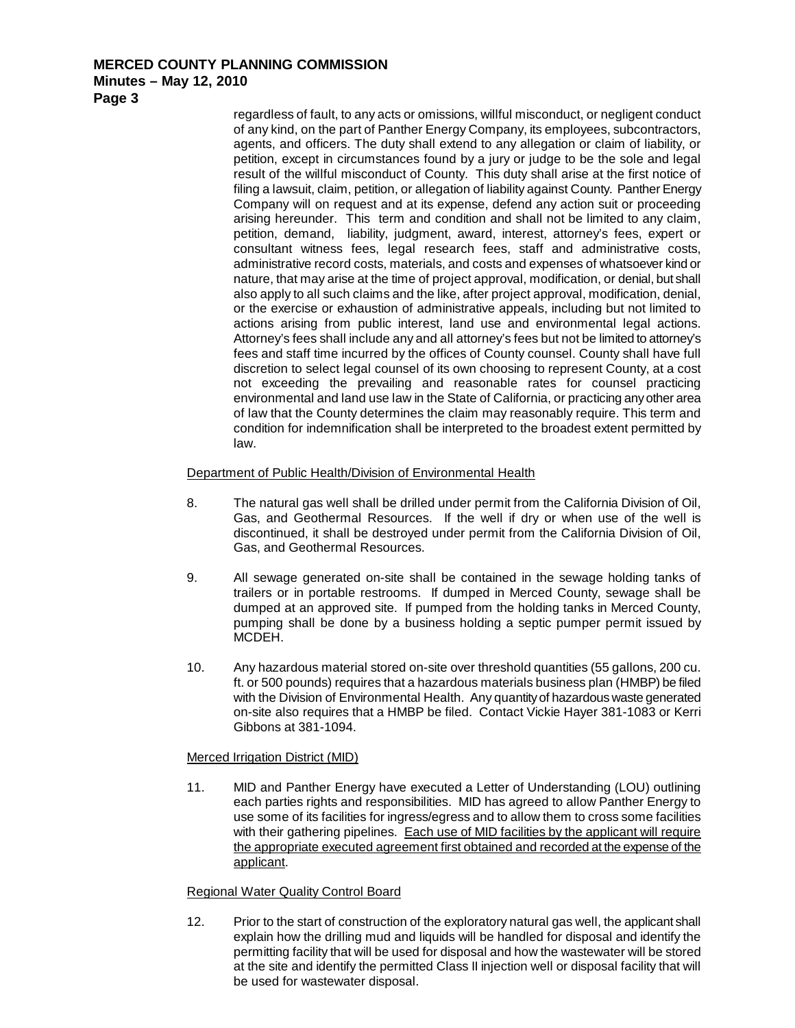regardless of fault, to any acts or omissions, willful misconduct, or negligent conduct of any kind, on the part of Panther Energy Company, its employees, subcontractors, agents, and officers. The duty shall extend to any allegation or claim of liability, or petition, except in circumstances found by a jury or judge to be the sole and legal result of the willful misconduct of County. This duty shall arise at the first notice of filing a lawsuit, claim, petition, or allegation of liability against County. Panther Energy Company will on request and at its expense, defend any action suit or proceeding arising hereunder. This term and condition and shall not be limited to any claim, petition, demand, liability, judgment, award, interest, attorney's fees, expert or consultant witness fees, legal research fees, staff and administrative costs, administrative record costs, materials, and costs and expenses of whatsoever kind or nature, that may arise at the time of project approval, modification, or denial, but shall also apply to all such claims and the like, after project approval, modification, denial, or the exercise or exhaustion of administrative appeals, including but not limited to actions arising from public interest, land use and environmental legal actions. Attorney's fees shall include any and all attorney's fees but not be limited to attorney's fees and staff time incurred by the offices of County counsel. County shall have full discretion to select legal counsel of its own choosing to represent County, at a cost not exceeding the prevailing and reasonable rates for counsel practicing environmental and land use law in the State of California, or practicing any other area of law that the County determines the claim may reasonably require. This term and condition for indemnification shall be interpreted to the broadest extent permitted by law.

Department of Public Health/Division of Environmental Health

8. The natural gas well shall be drilled under permit from the California Division of Oil, Gas, and Geothermal Resources. If the well if dry or when use of the well is discontinued, it shall be destroyed under permit from the California Division of Oil, Gas, and Geothermal Resources.

9. All sewage generated on-site shall be contained in the sewage holding tanks of trailers or in portable restrooms. If dumped in Merced County, sewage shall be dumped at an approved site. If pumped from the holding tanks in Merced County, pumping shall be done by a business holding a septic pumper permit issued by MCDEH.

10. Any hazardous material stored on-site over threshold quantities (55 gallons, 200 cu. ft. or 500 pounds) requires that a hazardous materials business plan (HMBP) be filed with the Division of Environmental Health. Any quantity of hazardous waste generated on-site also requires that a HMBP be filed. Contact Vickie Hayer 381-1083 or Kerri Gibbons at 381-1094.

Merced Irrigation District (MID)

11. MID and Panther Energy have executed a Letter of Understanding (LOU) outlining each parties rights and responsibilities. MID has agreed to allow Panther Energy to use some of its facilities for ingress/egress and to allow them to cross some facilities with their gathering pipelines. Each use of MID facilities by the applicant will require the appropriate executed agreement first obtained and recorded at the expense of the applicant.

Regional Water Quality Control Board

12. Prior to the start of construction of the exploratory natural gas well, the applicant shall explain how the drilling mud and liquids will be handled for disposal and identify the permitting facility that will be used for disposal and how the wastewater will be stored at the site and identify the permitted Class II injection well or disposal facility that will be used for wastewater disposal.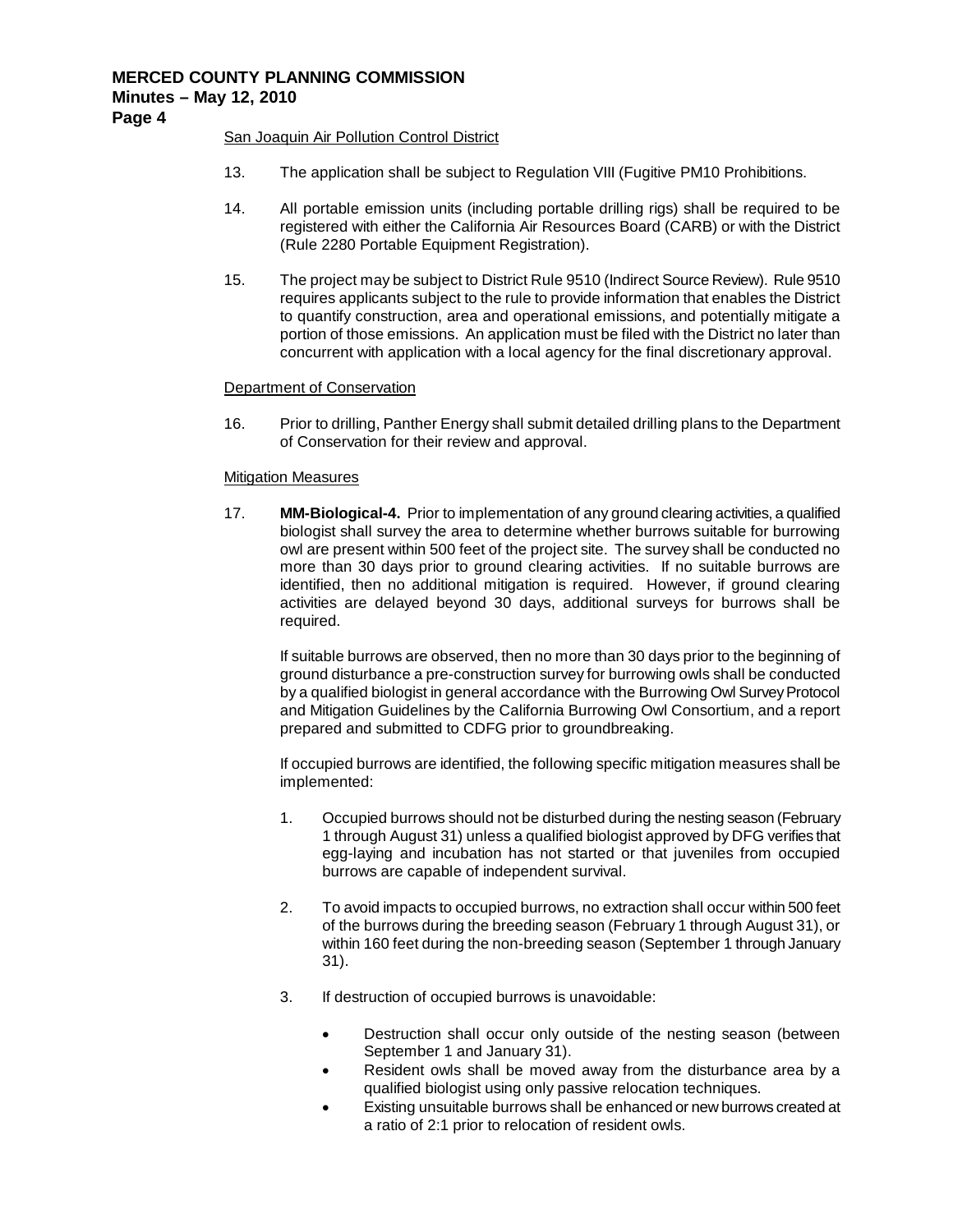San Joaquin Air Pollution Control District

13. The application shall be subject to Regulation VIII (Fugitive PM10 Prohibitions.

14. All portable emission units (including portable drilling rigs) shall be required to be registered with either the California Air Resources Board (CARB) or with the District (Rule 2280 Portable Equipment Registration).

15. The project may be subject to District Rule 9510 (Indirect Source Review). Rule 9510 requires applicants subject to the rule to provide information that enables the District to quantify construction, area and operational emissions, and potentially mitigate a portion of those emissions. An application must be filed with the District no later than concurrent with application with a local agency for the final discretionary approval.

Department of Conservation

16. Prior to drilling, Panther Energy shall submit detailed drilling plans to the Department of Conservation for their review and approval.

Mitigation Measures

17. **MM-Biological-4.** Prior to implementation of any ground clearing activities, a qualified biologist shall survey the area to determine whether burrows suitable for burrowing owl are present within 500 feet of the project site. The survey shall be conducted no more than 30 days prior to ground clearing activities. If no suitable burrows are identified, then no additional mitigation is required. However, if ground clearing activities are delayed beyond 30 days, additional surveys for burrows shall be required.

    If suitable burrows are observed, then no more than 30 days prior to the beginning of ground disturbance a pre-construction survey for burrowing owls shall be conducted by a qualified biologist in general accordance with the Burrowing Owl Survey Protocol and Mitigation Guidelines by the California Burrowing Owl Consortium, and a report prepared and submitted to CDFG prior to groundbreaking.

    If occupied burrows are identified, the following specific mitigation measures shall be implemented:

    1. Occupied burrows should not be disturbed during the nesting season (February 1 through August 31) unless a qualified biologist approved by DFG verifies that egg-laying and incubation has not started or that juveniles from occupied burrows are capable of independent survival.

    2. To avoid impacts to occupied burrows, no extraction shall occur within 500 feet of the burrows during the breeding season (February 1 through August 31), or within 160 feet during the non-breeding season (September 1 through January 31).

    3. If destruction of occupied burrows is unavoidable:

        - Destruction shall occur only outside of the nesting season (between September 1 and January 31).
        - Resident owls shall be moved away from the disturbance area by a qualified biologist using only passive relocation techniques.
        - Existing unsuitable burrows shall be enhanced or new burrows created at a ratio of 2:1 prior to relocation of resident owls.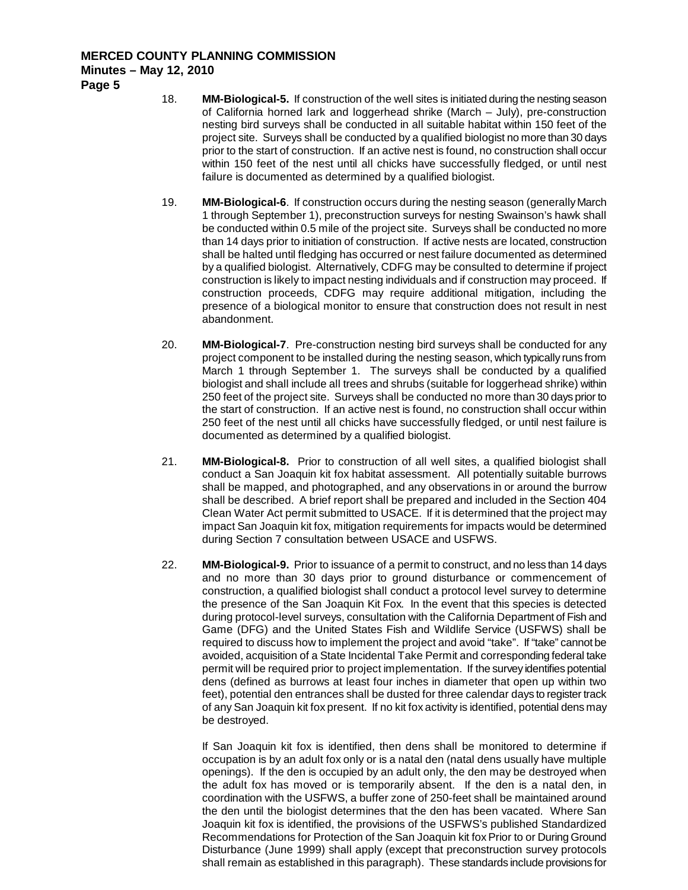18. **MM-Biological-5.** If construction of the well sites is initiated during the nesting season of California horned lark and loggerhead shrike (March – July), pre-construction nesting bird surveys shall be conducted in all suitable habitat within 150 feet of the project site. Surveys shall be conducted by a qualified biologist no more than 30 days prior to the start of construction. If an active nest is found, no construction shall occur within 150 feet of the nest until all chicks have successfully fledged, or until nest failure is documented as determined by a qualified biologist.

19. **MM-Biological-6**. If construction occurs during the nesting season (generally March 1 through September 1), preconstruction surveys for nesting Swainson's hawk shall be conducted within 0.5 mile of the project site. Surveys shall be conducted no more than 14 days prior to initiation of construction. If active nests are located, construction shall be halted until fledging has occurred or nest failure documented as determined by a qualified biologist. Alternatively, CDFG may be consulted to determine if project construction is likely to impact nesting individuals and if construction may proceed. If construction proceeds, CDFG may require additional mitigation, including the presence of a biological monitor to ensure that construction does not result in nest abandonment.

20. **MM-Biological-7**. Pre-construction nesting bird surveys shall be conducted for any project component to be installed during the nesting season, which typically runs from March 1 through September 1. The surveys shall be conducted by a qualified biologist and shall include all trees and shrubs (suitable for loggerhead shrike) within 250 feet of the project site. Surveys shall be conducted no more than 30 days prior to the start of construction. If an active nest is found, no construction shall occur within 250 feet of the nest until all chicks have successfully fledged, or until nest failure is documented as determined by a qualified biologist.

21. **MM-Biological-8.** Prior to construction of all well sites, a qualified biologist shall conduct a San Joaquin kit fox habitat assessment. All potentially suitable burrows shall be mapped, and photographed, and any observations in or around the burrow shall be described. A brief report shall be prepared and included in the Section 404 Clean Water Act permit submitted to USACE. If it is determined that the project may impact San Joaquin kit fox, mitigation requirements for impacts would be determined during Section 7 consultation between USACE and USFWS.

22. **MM-Biological-9.** Prior to issuance of a permit to construct, and no less than 14 days and no more than 30 days prior to ground disturbance or commencement of construction, a qualified biologist shall conduct a protocol level survey to determine the presence of the San Joaquin Kit Fox. In the event that this species is detected during protocol-level surveys, consultation with the California Department of Fish and Game (DFG) and the United States Fish and Wildlife Service (USFWS) shall be required to discuss how to implement the project and avoid "take". If "take" cannot be avoided, acquisition of a State Incidental Take Permit and corresponding federal take permit will be required prior to project implementation. If the survey identifies potential dens (defined as burrows at least four inches in diameter that open up within two feet), potential den entrances shall be dusted for three calendar days to register track of any San Joaquin kit fox present. If no kit fox activity is identified, potential dens may be destroyed.

    If San Joaquin kit fox is identified, then dens shall be monitored to determine if occupation is by an adult fox only or is a natal den (natal dens usually have multiple openings). If the den is occupied by an adult only, the den may be destroyed when the adult fox has moved or is temporarily absent. If the den is a natal den, in coordination with the USFWS, a buffer zone of 250-feet shall be maintained around the den until the biologist determines that the den has been vacated. Where San Joaquin kit fox is identified, the provisions of the USFWS's published Standardized Recommendations for Protection of the San Joaquin kit fox Prior to or During Ground Disturbance (June 1999) shall apply (except that preconstruction survey protocols shall remain as established in this paragraph). These standards include provisions for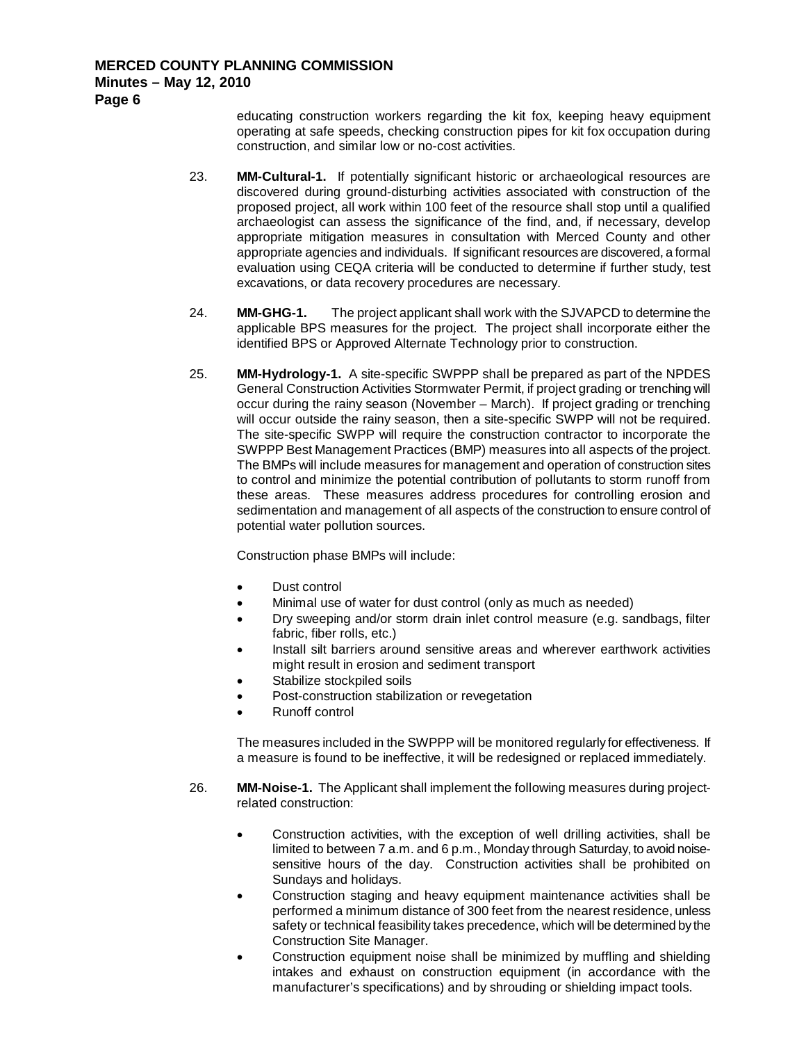educating construction workers regarding the kit fox, keeping heavy equipment operating at safe speeds, checking construction pipes for kit fox occupation during construction, and similar low or no-cost activities.

23. **MM-Cultural-1.** If potentially significant historic or archaeological resources are discovered during ground-disturbing activities associated with construction of the proposed project, all work within 100 feet of the resource shall stop until a qualified archaeologist can assess the significance of the find, and, if necessary, develop appropriate mitigation measures in consultation with Merced County and other appropriate agencies and individuals. If significant resources are discovered, a formal evaluation using CEQA criteria will be conducted to determine if further study, test excavations, or data recovery procedures are necessary.

24. **MM-GHG-1.** The project applicant shall work with the SJVAPCD to determine the applicable BPS measures for the project. The project shall incorporate either the identified BPS or Approved Alternate Technology prior to construction.

25. **MM-Hydrology-1.** A site-specific SWPPP shall be prepared as part of the NPDES General Construction Activities Stormwater Permit, if project grading or trenching will occur during the rainy season (November – March). If project grading or trenching will occur outside the rainy season, then a site-specific SWPP will not be required. The site-specific SWPP will require the construction contractor to incorporate the SWPPP Best Management Practices (BMP) measures into all aspects of the project. The BMPs will include measures for management and operation of construction sites to control and minimize the potential contribution of pollutants to storm runoff from these areas. These measures address procedures for controlling erosion and sedimentation and management of all aspects of the construction to ensure control of potential water pollution sources.

    Construction phase BMPs will include:

    - Dust control
    - Minimal use of water for dust control (only as much as needed)
    - Dry sweeping and/or storm drain inlet control measure (e.g. sandbags, filter fabric, fiber rolls, etc.)
    - Install silt barriers around sensitive areas and wherever earthwork activities might result in erosion and sediment transport
    - Stabilize stockpiled soils
    - Post-construction stabilization or revegetation
    - Runoff control

    The measures included in the SWPPP will be monitored regularly for effectiveness. If a measure is found to be ineffective, it will be redesigned or replaced immediately.

26. **MM-Noise-1.** The Applicant shall implement the following measures during project-related construction:

    - Construction activities, with the exception of well drilling activities, shall be limited to between 7 a.m. and 6 p.m., Monday through Saturday, to avoid noise-sensitive hours of the day. Construction activities shall be prohibited on Sundays and holidays.
    - Construction staging and heavy equipment maintenance activities shall be performed a minimum distance of 300 feet from the nearest residence, unless safety or technical feasibility takes precedence, which will be determined by the Construction Site Manager.
    - Construction equipment noise shall be minimized by muffling and shielding intakes and exhaust on construction equipment (in accordance with the manufacturer's specifications) and by shrouding or shielding impact tools.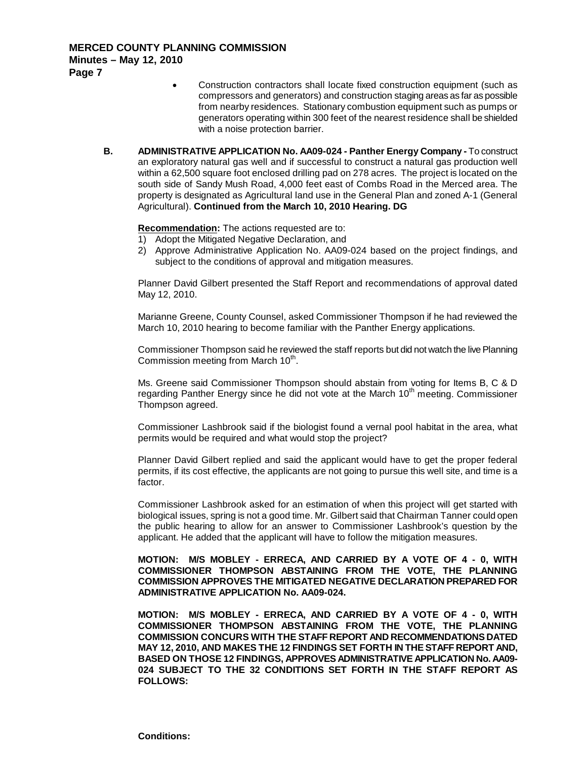- Construction contractors shall locate fixed construction equipment (such as compressors and generators) and construction staging areas as far as possible from nearby residences. Stationary combustion equipment such as pumps or generators operating within 300 feet of the nearest residence shall be shielded with a noise protection barrier.

**B. ADMINISTRATIVE APPLICATION No. AA09-024 - Panther Energy Company -** To construct an exploratory natural gas well and if successful to construct a natural gas production well within a 62,500 square foot enclosed drilling pad on 278 acres. The project is located on the south side of Sandy Mush Road, 4,000 feet east of Combs Road in the Merced area. The property is designated as Agricultural land use in the General Plan and zoned A-1 (General Agricultural). **Continued from the March 10, 2010 Hearing. DG**

**Recommendation:** The actions requested are to:

1) Adopt the Mitigated Negative Declaration, and
2) Approve Administrative Application No. AA09-024 based on the project findings, and subject to the conditions of approval and mitigation measures.

Planner David Gilbert presented the Staff Report and recommendations of approval dated May 12, 2010.

Marianne Greene, County Counsel, asked Commissioner Thompson if he had reviewed the March 10, 2010 hearing to become familiar with the Panther Energy applications.

Commissioner Thompson said he reviewed the staff reports but did not watch the live Planning Commission meeting from March 10th.

Ms. Greene said Commissioner Thompson should abstain from voting for Items B, C & D regarding Panther Energy since he did not vote at the March 10th meeting. Commissioner Thompson agreed.

Commissioner Lashbrook said if the biologist found a vernal pool habitat in the area, what permits would be required and what would stop the project?

Planner David Gilbert replied and said the applicant would have to get the proper federal permits, if its cost effective, the applicants are not going to pursue this well site, and time is a factor.

Commissioner Lashbrook asked for an estimation of when this project will get started with biological issues, spring is not a good time. Mr. Gilbert said that Chairman Tanner could open the public hearing to allow for an answer to Commissioner Lashbrook's question by the applicant. He added that the applicant will have to follow the mitigation measures.

**MOTION: M/S MOBLEY - ERRECA, AND CARRIED BY A VOTE OF 4 - 0, WITH COMMISSIONER THOMPSON ABSTAINING FROM THE VOTE, THE PLANNING COMMISSION APPROVES THE MITIGATED NEGATIVE DECLARATION PREPARED FOR ADMINISTRATIVE APPLICATION No. AA09-024.**

**MOTION: M/S MOBLEY - ERRECA, AND CARRIED BY A VOTE OF 4 - 0, WITH COMMISSIONER THOMPSON ABSTAINING FROM THE VOTE, THE PLANNING COMMISSION CONCURS WITH THE STAFF REPORT AND RECOMMENDATIONS DATED MAY 12, 2010, AND MAKES THE 12 FINDINGS SET FORTH IN THE STAFF REPORT AND, BASED ON THOSE 12 FINDINGS, APPROVES ADMINISTRATIVE APPLICATION No. AA09-024 SUBJECT TO THE 32 CONDITIONS SET FORTH IN THE STAFF REPORT AS FOLLOWS:**

**Conditions:**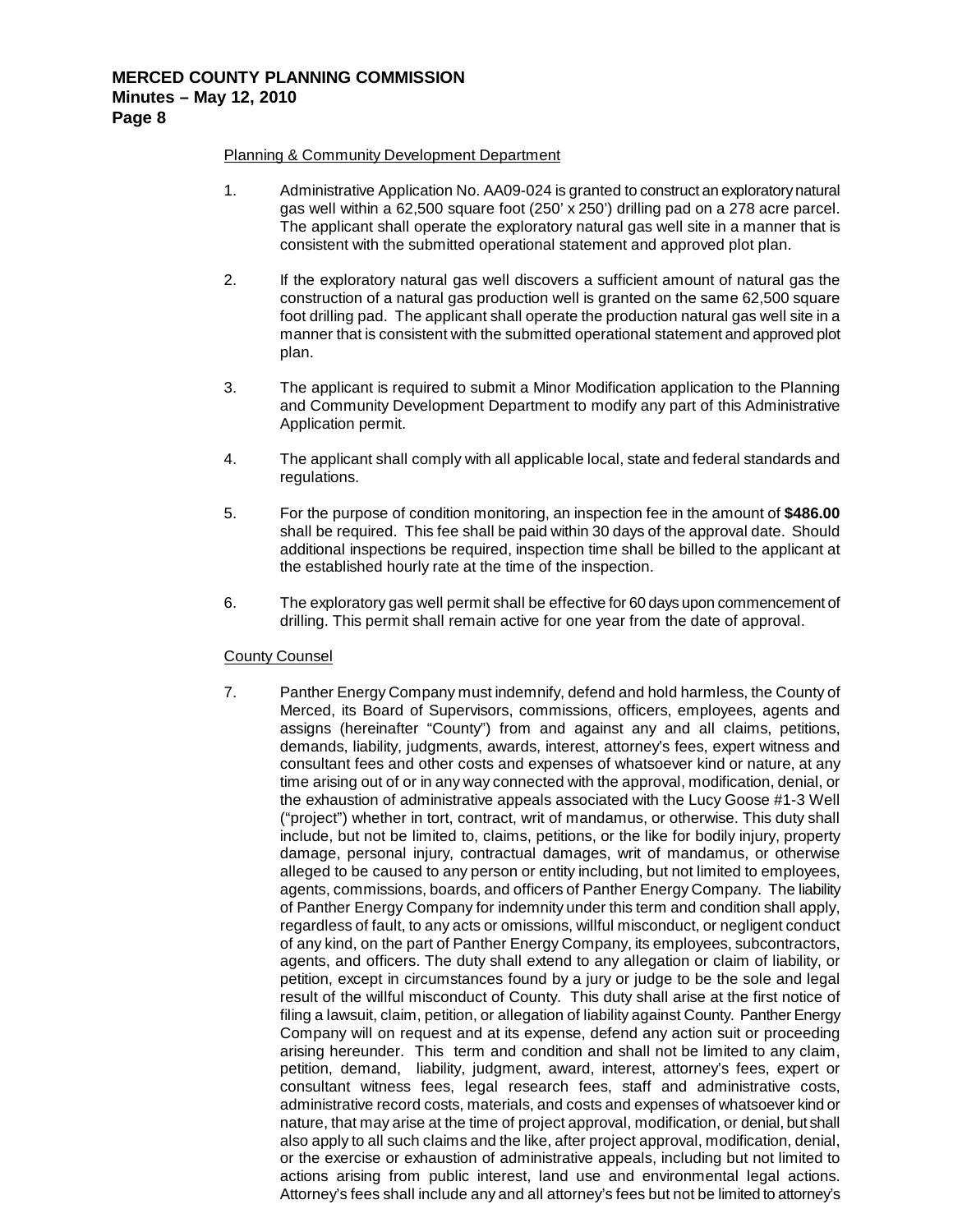Planning & Community Development Department

1. Administrative Application No. AA09-024 is granted to construct an exploratory natural gas well within a 62,500 square foot (250' x 250') drilling pad on a 278 acre parcel. The applicant shall operate the exploratory natural gas well site in a manner that is consistent with the submitted operational statement and approved plot plan.

2. If the exploratory natural gas well discovers a sufficient amount of natural gas the construction of a natural gas production well is granted on the same 62,500 square foot drilling pad. The applicant shall operate the production natural gas well site in a manner that is consistent with the submitted operational statement and approved plot plan.

3. The applicant is required to submit a Minor Modification application to the Planning and Community Development Department to modify any part of this Administrative Application permit.

4. The applicant shall comply with all applicable local, state and federal standards and regulations.

5. For the purpose of condition monitoring, an inspection fee in the amount of **$486.00** shall be required. This fee shall be paid within 30 days of the approval date. Should additional inspections be required, inspection time shall be billed to the applicant at the established hourly rate at the time of the inspection.

6. The exploratory gas well permit shall be effective for 60 days upon commencement of drilling. This permit shall remain active for one year from the date of approval.

County Counsel

7. Panther Energy Company must indemnify, defend and hold harmless, the County of Merced, its Board of Supervisors, commissions, officers, employees, agents and assigns (hereinafter "County") from and against any and all claims, petitions, demands, liability, judgments, awards, interest, attorney's fees, expert witness and consultant fees and other costs and expenses of whatsoever kind or nature, at any time arising out of or in any way connected with the approval, modification, denial, or the exhaustion of administrative appeals associated with the Lucy Goose #1-3 Well ("project") whether in tort, contract, writ of mandamus, or otherwise. This duty shall include, but not be limited to, claims, petitions, or the like for bodily injury, property damage, personal injury, contractual damages, writ of mandamus, or otherwise alleged to be caused to any person or entity including, but not limited to employees, agents, commissions, boards, and officers of Panther Energy Company. The liability of Panther Energy Company for indemnity under this term and condition shall apply, regardless of fault, to any acts or omissions, willful misconduct, or negligent conduct of any kind, on the part of Panther Energy Company, its employees, subcontractors, agents, and officers. The duty shall extend to any allegation or claim of liability, or petition, except in circumstances found by a jury or judge to be the sole and legal result of the willful misconduct of County. This duty shall arise at the first notice of filing a lawsuit, claim, petition, or allegation of liability against County. Panther Energy Company will on request and at its expense, defend any action suit or proceeding arising hereunder. This term and condition and shall not be limited to any claim, petition, demand, liability, judgment, award, interest, attorney's fees, expert or consultant witness fees, legal research fees, staff and administrative costs, administrative record costs, materials, and costs and expenses of whatsoever kind or nature, that may arise at the time of project approval, modification, or denial, but shall also apply to all such claims and the like, after project approval, modification, denial, or the exercise or exhaustion of administrative appeals, including but not limited to actions arising from public interest, land use and environmental legal actions. Attorney's fees shall include any and all attorney's fees but not be limited to attorney's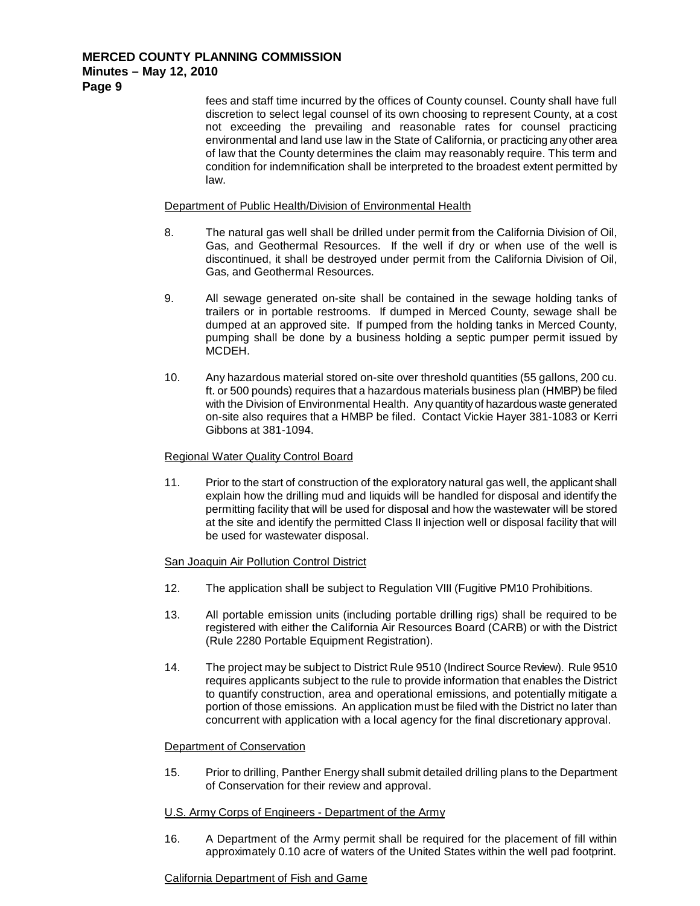fees and staff time incurred by the offices of County counsel. County shall have full discretion to select legal counsel of its own choosing to represent County, at a cost not exceeding the prevailing and reasonable rates for counsel practicing environmental and land use law in the State of California, or practicing any other area of law that the County determines the claim may reasonably require. This term and condition for indemnification shall be interpreted to the broadest extent permitted by law.

<u>Department of Public Health/Division of Environmental Health</u>

8. The natural gas well shall be drilled under permit from the California Division of Oil, Gas, and Geothermal Resources. If the well if dry or when use of the well is discontinued, it shall be destroyed under permit from the California Division of Oil, Gas, and Geothermal Resources.

9. All sewage generated on-site shall be contained in the sewage holding tanks of trailers or in portable restrooms. If dumped in Merced County, sewage shall be dumped at an approved site. If pumped from the holding tanks in Merced County, pumping shall be done by a business holding a septic pumper permit issued by MCDEH.

10. Any hazardous material stored on-site over threshold quantities (55 gallons, 200 cu. ft. or 500 pounds) requires that a hazardous materials business plan (HMBP) be filed with the Division of Environmental Health. Any quantity of hazardous waste generated on-site also requires that a HMBP be filed. Contact Vickie Hayer 381-1083 or Kerri Gibbons at 381-1094.

<u>Regional Water Quality Control Board</u>

11. Prior to the start of construction of the exploratory natural gas well, the applicant shall explain how the drilling mud and liquids will be handled for disposal and identify the permitting facility that will be used for disposal and how the wastewater will be stored at the site and identify the permitted Class II injection well or disposal facility that will be used for wastewater disposal.

<u>San Joaquin Air Pollution Control District</u>

12. The application shall be subject to Regulation VIII (Fugitive PM10 Prohibitions.

13. All portable emission units (including portable drilling rigs) shall be required to be registered with either the California Air Resources Board (CARB) or with the District (Rule 2280 Portable Equipment Registration).

14. The project may be subject to District Rule 9510 (Indirect Source Review). Rule 9510 requires applicants subject to the rule to provide information that enables the District to quantify construction, area and operational emissions, and potentially mitigate a portion of those emissions. An application must be filed with the District no later than concurrent with application with a local agency for the final discretionary approval.

<u>Department of Conservation</u>

15. Prior to drilling, Panther Energy shall submit detailed drilling plans to the Department of Conservation for their review and approval.

<u>U.S. Army Corps of Engineers - Department of the Army</u>

16. A Department of the Army permit shall be required for the placement of fill within approximately 0.10 acre of waters of the United States within the well pad footprint.

<u>California Department of Fish and Game</u>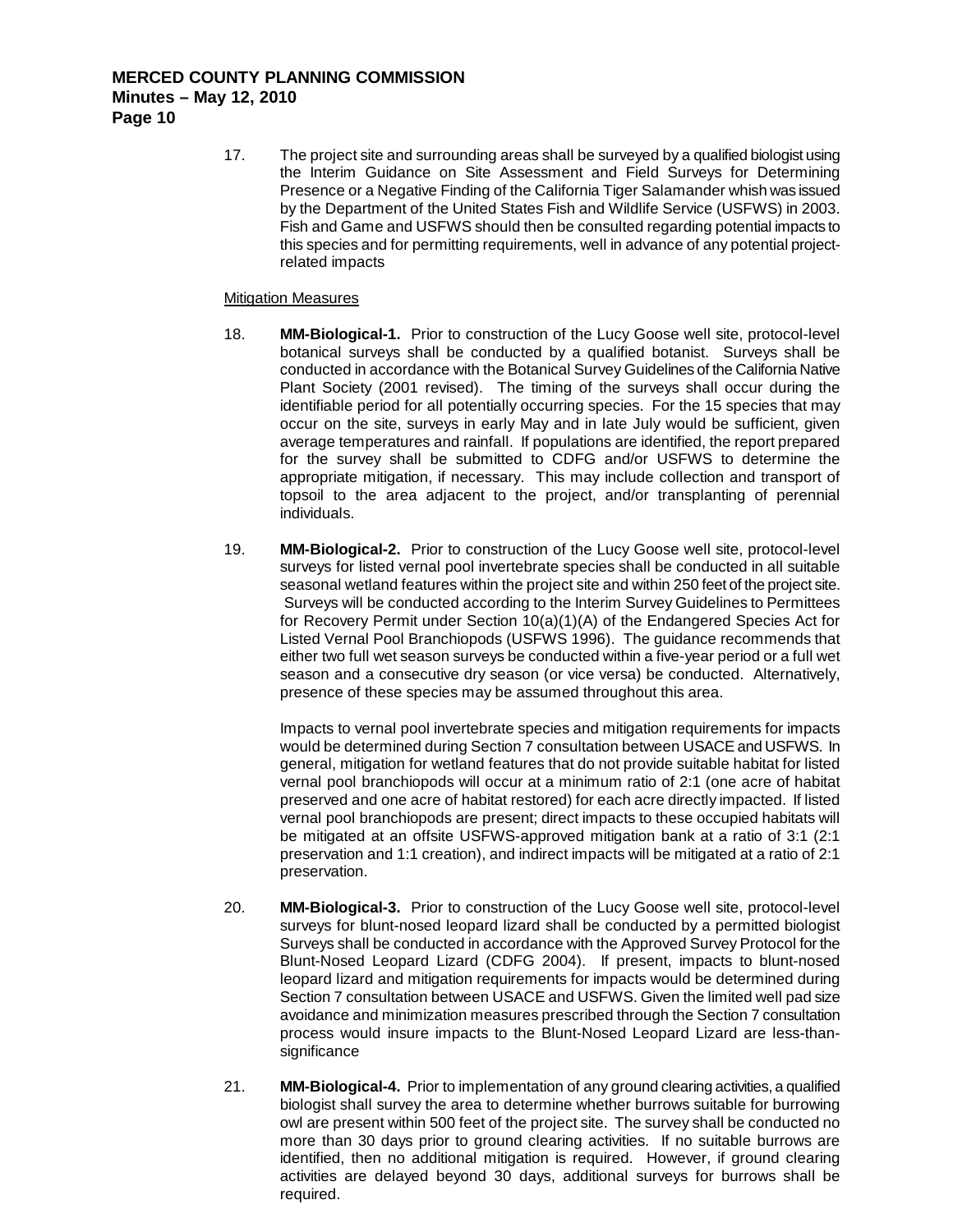17. The project site and surrounding areas shall be surveyed by a qualified biologist using the Interim Guidance on Site Assessment and Field Surveys for Determining Presence or a Negative Finding of the California Tiger Salamander whish was issued by the Department of the United States Fish and Wildlife Service (USFWS) in 2003. Fish and Game and USFWS should then be consulted regarding potential impacts to this species and for permitting requirements, well in advance of any potential project-related impacts

Mitigation Measures

18. **MM-Biological-1.** Prior to construction of the Lucy Goose well site, protocol-level botanical surveys shall be conducted by a qualified botanist. Surveys shall be conducted in accordance with the Botanical Survey Guidelines of the California Native Plant Society (2001 revised). The timing of the surveys shall occur during the identifiable period for all potentially occurring species. For the 15 species that may occur on the site, surveys in early May and in late July would be sufficient, given average temperatures and rainfall. If populations are identified, the report prepared for the survey shall be submitted to CDFG and/or USFWS to determine the appropriate mitigation, if necessary. This may include collection and transport of topsoil to the area adjacent to the project, and/or transplanting of perennial individuals.

19. **MM-Biological-2.** Prior to construction of the Lucy Goose well site, protocol-level surveys for listed vernal pool invertebrate species shall be conducted in all suitable seasonal wetland features within the project site and within 250 feet of the project site. Surveys will be conducted according to the Interim Survey Guidelines to Permittees for Recovery Permit under Section 10(a)(1)(A) of the Endangered Species Act for Listed Vernal Pool Branchiopods (USFWS 1996). The guidance recommends that either two full wet season surveys be conducted within a five-year period or a full wet season and a consecutive dry season (or vice versa) be conducted. Alternatively, presence of these species may be assumed throughout this area.

    Impacts to vernal pool invertebrate species and mitigation requirements for impacts would be determined during Section 7 consultation between USACE and USFWS. In general, mitigation for wetland features that do not provide suitable habitat for listed vernal pool branchiopods will occur at a minimum ratio of 2:1 (one acre of habitat preserved and one acre of habitat restored) for each acre directly impacted. If listed vernal pool branchiopods are present; direct impacts to these occupied habitats will be mitigated at an offsite USFWS-approved mitigation bank at a ratio of 3:1 (2:1 preservation and 1:1 creation), and indirect impacts will be mitigated at a ratio of 2:1 preservation.

20. **MM-Biological-3.** Prior to construction of the Lucy Goose well site, protocol-level surveys for blunt-nosed leopard lizard shall be conducted by a permitted biologist Surveys shall be conducted in accordance with the Approved Survey Protocol for the Blunt-Nosed Leopard Lizard (CDFG 2004). If present, impacts to blunt-nosed leopard lizard and mitigation requirements for impacts would be determined during Section 7 consultation between USACE and USFWS. Given the limited well pad size avoidance and minimization measures prescribed through the Section 7 consultation process would insure impacts to the Blunt-Nosed Leopard Lizard are less-than-significance

21. **MM-Biological-4.** Prior to implementation of any ground clearing activities, a qualified biologist shall survey the area to determine whether burrows suitable for burrowing owl are present within 500 feet of the project site. The survey shall be conducted no more than 30 days prior to ground clearing activities. If no suitable burrows are identified, then no additional mitigation is required. However, if ground clearing activities are delayed beyond 30 days, additional surveys for burrows shall be required.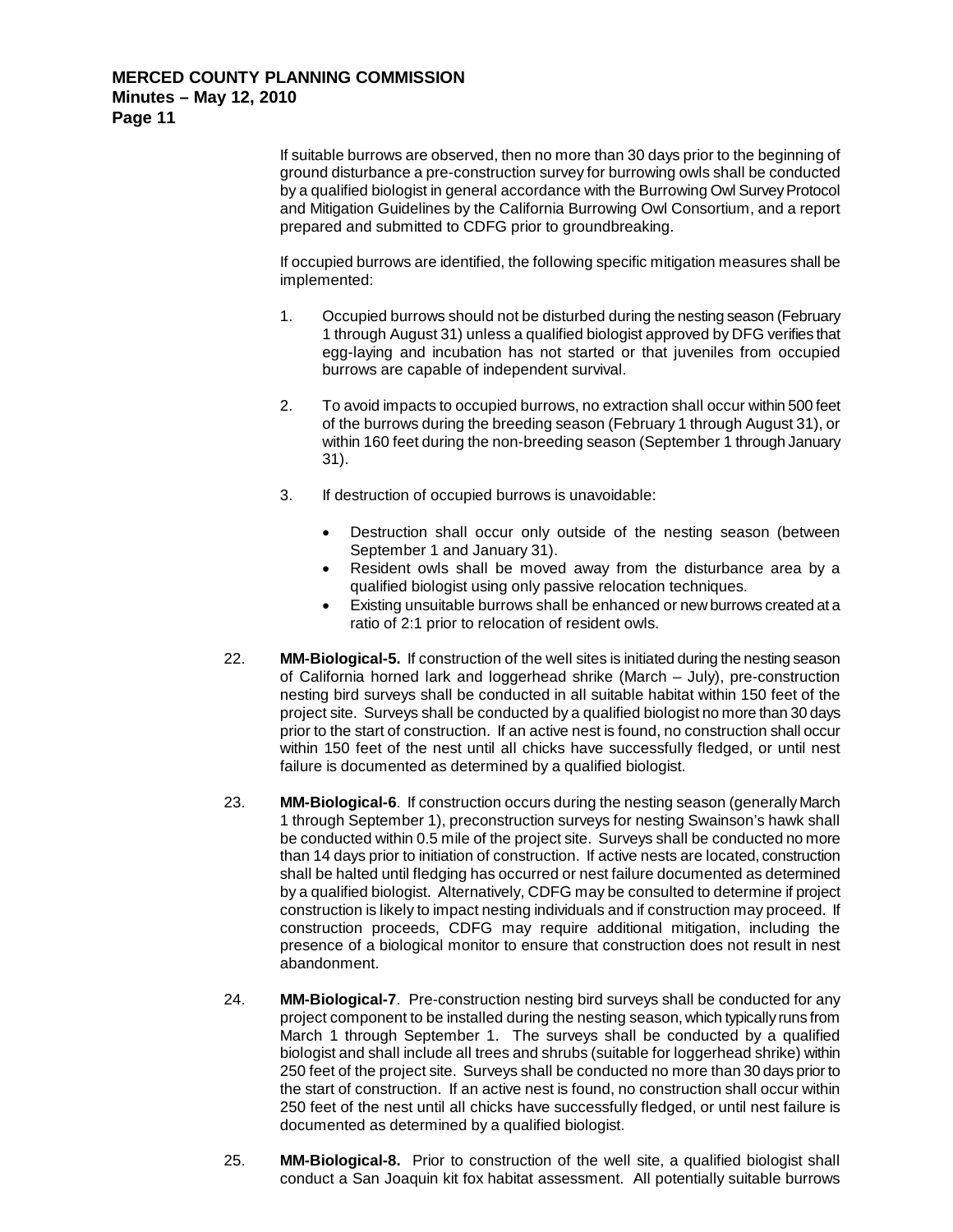If suitable burrows are observed, then no more than 30 days prior to the beginning of ground disturbance a pre-construction survey for burrowing owls shall be conducted by a qualified biologist in general accordance with the Burrowing Owl Survey Protocol and Mitigation Guidelines by the California Burrowing Owl Consortium, and a report prepared and submitted to CDFG prior to groundbreaking.

If occupied burrows are identified, the following specific mitigation measures shall be implemented:

1. Occupied burrows should not be disturbed during the nesting season (February 1 through August 31) unless a qualified biologist approved by DFG verifies that egg-laying and incubation has not started or that juveniles from occupied burrows are capable of independent survival.

2. To avoid impacts to occupied burrows, no extraction shall occur within 500 feet of the burrows during the breeding season (February 1 through August 31), or within 160 feet during the non-breeding season (September 1 through January 31).

3. If destruction of occupied burrows is unavoidable:

   - Destruction shall occur only outside of the nesting season (between September 1 and January 31).
   - Resident owls shall be moved away from the disturbance area by a qualified biologist using only passive relocation techniques.
   - Existing unsuitable burrows shall be enhanced or new burrows created at a ratio of 2:1 prior to relocation of resident owls.

22. **MM-Biological-5.** If construction of the well sites is initiated during the nesting season of California horned lark and loggerhead shrike (March – July), pre-construction nesting bird surveys shall be conducted in all suitable habitat within 150 feet of the project site. Surveys shall be conducted by a qualified biologist no more than 30 days prior to the start of construction. If an active nest is found, no construction shall occur within 150 feet of the nest until all chicks have successfully fledged, or until nest failure is documented as determined by a qualified biologist.

23. **MM-Biological-6**. If construction occurs during the nesting season (generally March 1 through September 1), preconstruction surveys for nesting Swainson's hawk shall be conducted within 0.5 mile of the project site. Surveys shall be conducted no more than 14 days prior to initiation of construction. If active nests are located, construction shall be halted until fledging has occurred or nest failure documented as determined by a qualified biologist. Alternatively, CDFG may be consulted to determine if project construction is likely to impact nesting individuals and if construction may proceed. If construction proceeds, CDFG may require additional mitigation, including the presence of a biological monitor to ensure that construction does not result in nest abandonment.

24. **MM-Biological-7**. Pre-construction nesting bird surveys shall be conducted for any project component to be installed during the nesting season, which typically runs from March 1 through September 1. The surveys shall be conducted by a qualified biologist and shall include all trees and shrubs (suitable for loggerhead shrike) within 250 feet of the project site. Surveys shall be conducted no more than 30 days prior to the start of construction. If an active nest is found, no construction shall occur within 250 feet of the nest until all chicks have successfully fledged, or until nest failure is documented as determined by a qualified biologist.

25. **MM-Biological-8.** Prior to construction of the well site, a qualified biologist shall conduct a San Joaquin kit fox habitat assessment. All potentially suitable burrows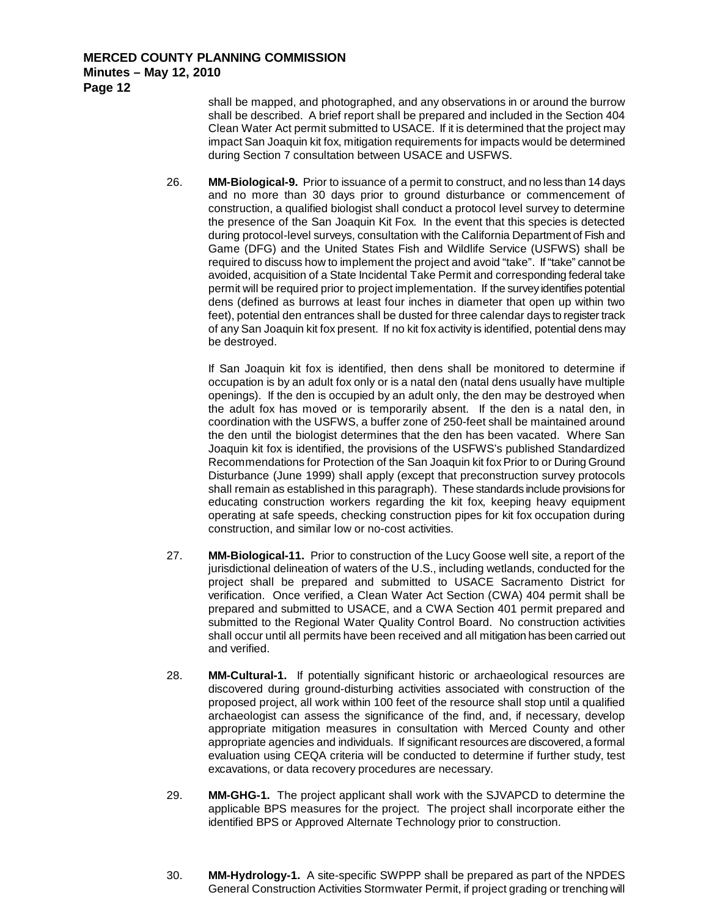shall be mapped, and photographed, and any observations in or around the burrow shall be described. A brief report shall be prepared and included in the Section 404 Clean Water Act permit submitted to USACE. If it is determined that the project may impact San Joaquin kit fox, mitigation requirements for impacts would be determined during Section 7 consultation between USACE and USFWS.

26. **MM-Biological-9.** Prior to issuance of a permit to construct, and no less than 14 days and no more than 30 days prior to ground disturbance or commencement of construction, a qualified biologist shall conduct a protocol level survey to determine the presence of the San Joaquin Kit Fox. In the event that this species is detected during protocol-level surveys, consultation with the California Department of Fish and Game (DFG) and the United States Fish and Wildlife Service (USFWS) shall be required to discuss how to implement the project and avoid "take". If "take" cannot be avoided, acquisition of a State Incidental Take Permit and corresponding federal take permit will be required prior to project implementation. If the survey identifies potential dens (defined as burrows at least four inches in diameter that open up within two feet), potential den entrances shall be dusted for three calendar days to register track of any San Joaquin kit fox present. If no kit fox activity is identified, potential dens may be destroyed.

    If San Joaquin kit fox is identified, then dens shall be monitored to determine if occupation is by an adult fox only or is a natal den (natal dens usually have multiple openings). If the den is occupied by an adult only, the den may be destroyed when the adult fox has moved or is temporarily absent. If the den is a natal den, in coordination with the USFWS, a buffer zone of 250-feet shall be maintained around the den until the biologist determines that the den has been vacated. Where San Joaquin kit fox is identified, the provisions of the USFWS's published Standardized Recommendations for Protection of the San Joaquin kit fox Prior to or During Ground Disturbance (June 1999) shall apply (except that preconstruction survey protocols shall remain as established in this paragraph). These standards include provisions for educating construction workers regarding the kit fox, keeping heavy equipment operating at safe speeds, checking construction pipes for kit fox occupation during construction, and similar low or no-cost activities.

27. **MM-Biological-11.** Prior to construction of the Lucy Goose well site, a report of the jurisdictional delineation of waters of the U.S., including wetlands, conducted for the project shall be prepared and submitted to USACE Sacramento District for verification. Once verified, a Clean Water Act Section (CWA) 404 permit shall be prepared and submitted to USACE, and a CWA Section 401 permit prepared and submitted to the Regional Water Quality Control Board. No construction activities shall occur until all permits have been received and all mitigation has been carried out and verified.

28. **MM-Cultural-1.** If potentially significant historic or archaeological resources are discovered during ground-disturbing activities associated with construction of the proposed project, all work within 100 feet of the resource shall stop until a qualified archaeologist can assess the significance of the find, and, if necessary, develop appropriate mitigation measures in consultation with Merced County and other appropriate agencies and individuals. If significant resources are discovered, a formal evaluation using CEQA criteria will be conducted to determine if further study, test excavations, or data recovery procedures are necessary.

29. **MM-GHG-1.** The project applicant shall work with the SJVAPCD to determine the applicable BPS measures for the project. The project shall incorporate either the identified BPS or Approved Alternate Technology prior to construction.

30. **MM-Hydrology-1.** A site-specific SWPPP shall be prepared as part of the NPDES General Construction Activities Stormwater Permit, if project grading or trenching will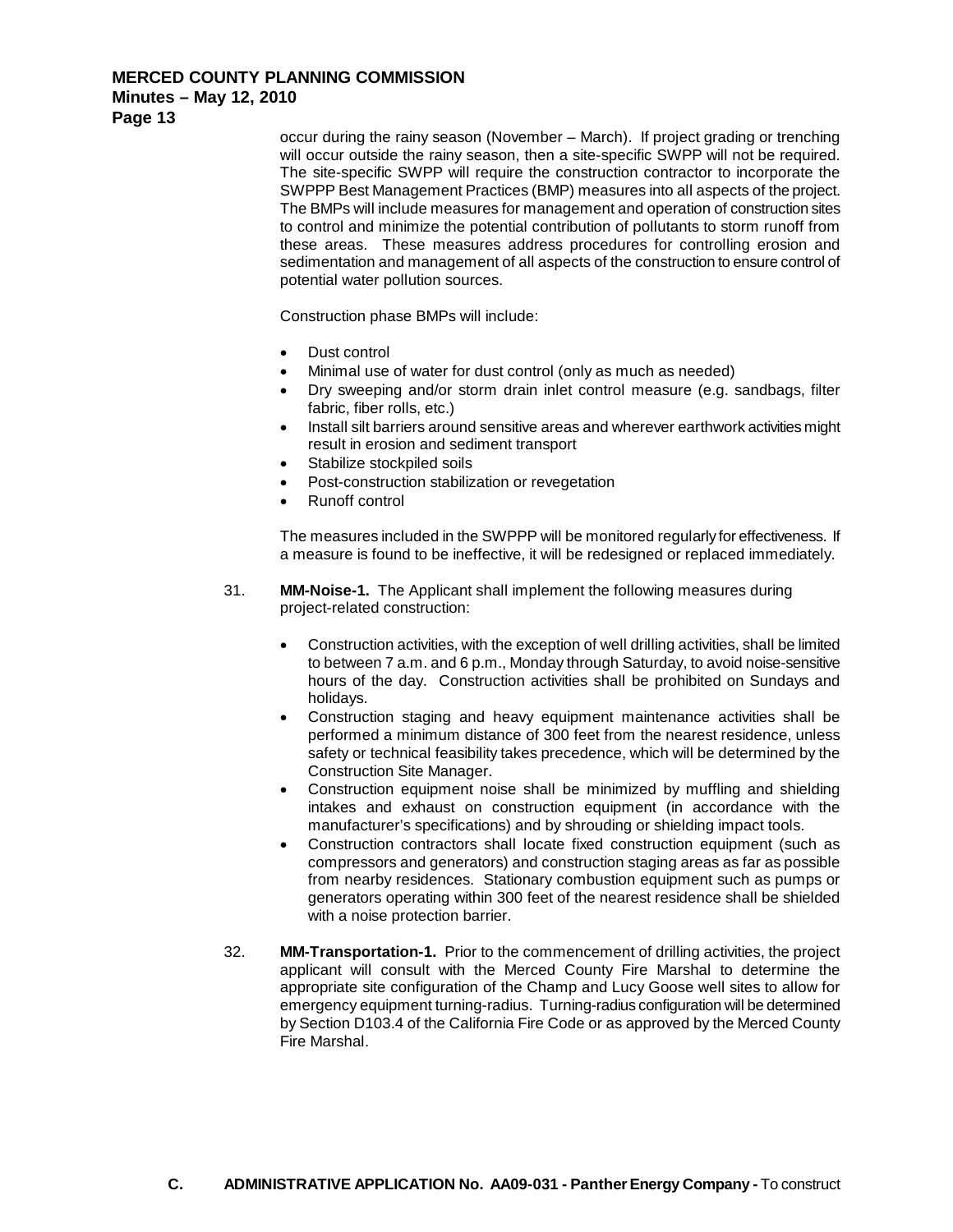occur during the rainy season (November – March). If project grading or trenching will occur outside the rainy season, then a site-specific SWPP will not be required. The site-specific SWPP will require the construction contractor to incorporate the SWPPP Best Management Practices (BMP) measures into all aspects of the project. The BMPs will include measures for management and operation of construction sites to control and minimize the potential contribution of pollutants to storm runoff from these areas. These measures address procedures for controlling erosion and sedimentation and management of all aspects of the construction to ensure control of potential water pollution sources.

Construction phase BMPs will include:

- Dust control
- Minimal use of water for dust control (only as much as needed)
- Dry sweeping and/or storm drain inlet control measure (e.g. sandbags, filter fabric, fiber rolls, etc.)
- Install silt barriers around sensitive areas and wherever earthwork activities might result in erosion and sediment transport
- Stabilize stockpiled soils
- Post-construction stabilization or revegetation
- Runoff control

The measures included in the SWPPP will be monitored regularly for effectiveness. If a measure is found to be ineffective, it will be redesigned or replaced immediately.

31. **MM-Noise-1.** The Applicant shall implement the following measures during project-related construction:

    - Construction activities, with the exception of well drilling activities, shall be limited to between 7 a.m. and 6 p.m., Monday through Saturday, to avoid noise-sensitive hours of the day. Construction activities shall be prohibited on Sundays and holidays.
    - Construction staging and heavy equipment maintenance activities shall be performed a minimum distance of 300 feet from the nearest residence, unless safety or technical feasibility takes precedence, which will be determined by the Construction Site Manager.
    - Construction equipment noise shall be minimized by muffling and shielding intakes and exhaust on construction equipment (in accordance with the manufacturer's specifications) and by shrouding or shielding impact tools.
    - Construction contractors shall locate fixed construction equipment (such as compressors and generators) and construction staging areas as far as possible from nearby residences. Stationary combustion equipment such as pumps or generators operating within 300 feet of the nearest residence shall be shielded with a noise protection barrier.

32. **MM-Transportation-1.** Prior to the commencement of drilling activities, the project applicant will consult with the Merced County Fire Marshal to determine the appropriate site configuration of the Champ and Lucy Goose well sites to allow for emergency equipment turning-radius. Turning-radius configuration will be determined by Section D103.4 of the California Fire Code or as approved by the Merced County Fire Marshal.

**C. ADMINISTRATIVE APPLICATION No. AA09-031 - Panther Energy Company -** To construct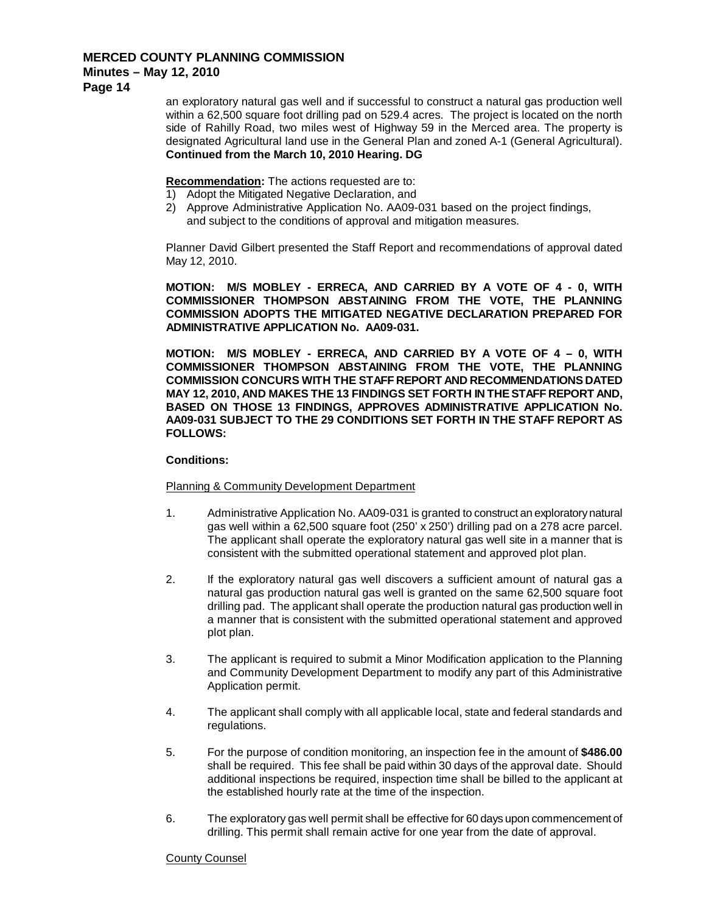an exploratory natural gas well and if successful to construct a natural gas production well within a 62,500 square foot drilling pad on 529.4 acres. The project is located on the north side of Rahilly Road, two miles west of Highway 59 in the Merced area. The property is designated Agricultural land use in the General Plan and zoned A-1 (General Agricultural). **Continued from the March 10, 2010 Hearing. DG**

**Recommendation:** The actions requested are to:
1) Adopt the Mitigated Negative Declaration, and
2) Approve Administrative Application No. AA09-031 based on the project findings, and subject to the conditions of approval and mitigation measures.

Planner David Gilbert presented the Staff Report and recommendations of approval dated May 12, 2010.

**MOTION: M/S MOBLEY - ERRECA, AND CARRIED BY A VOTE OF 4 - 0, WITH COMMISSIONER THOMPSON ABSTAINING FROM THE VOTE, THE PLANNING COMMISSION ADOPTS THE MITIGATED NEGATIVE DECLARATION PREPARED FOR ADMINISTRATIVE APPLICATION No. AA09-031.**

**MOTION: M/S MOBLEY - ERRECA, AND CARRIED BY A VOTE OF 4 – 0, WITH COMMISSIONER THOMPSON ABSTAINING FROM THE VOTE, THE PLANNING COMMISSION CONCURS WITH THE STAFF REPORT AND RECOMMENDATIONS DATED MAY 12, 2010, AND MAKES THE 13 FINDINGS SET FORTH IN THE STAFF REPORT AND, BASED ON THOSE 13 FINDINGS, APPROVES ADMINISTRATIVE APPLICATION No. AA09-031 SUBJECT TO THE 29 CONDITIONS SET FORTH IN THE STAFF REPORT AS FOLLOWS:**

**Conditions:**

Planning & Community Development Department

1. Administrative Application No. AA09-031 is granted to construct an exploratory natural gas well within a 62,500 square foot (250' x 250') drilling pad on a 278 acre parcel. The applicant shall operate the exploratory natural gas well site in a manner that is consistent with the submitted operational statement and approved plot plan.

2. If the exploratory natural gas well discovers a sufficient amount of natural gas a natural gas production natural gas well is granted on the same 62,500 square foot drilling pad. The applicant shall operate the production natural gas production well in a manner that is consistent with the submitted operational statement and approved plot plan.

3. The applicant is required to submit a Minor Modification application to the Planning and Community Development Department to modify any part of this Administrative Application permit.

4. The applicant shall comply with all applicable local, state and federal standards and regulations.

5. For the purpose of condition monitoring, an inspection fee in the amount of **$486.00** shall be required. This fee shall be paid within 30 days of the approval date. Should additional inspections be required, inspection time shall be billed to the applicant at the established hourly rate at the time of the inspection.

6. The exploratory gas well permit shall be effective for 60 days upon commencement of drilling. This permit shall remain active for one year from the date of approval.

County Counsel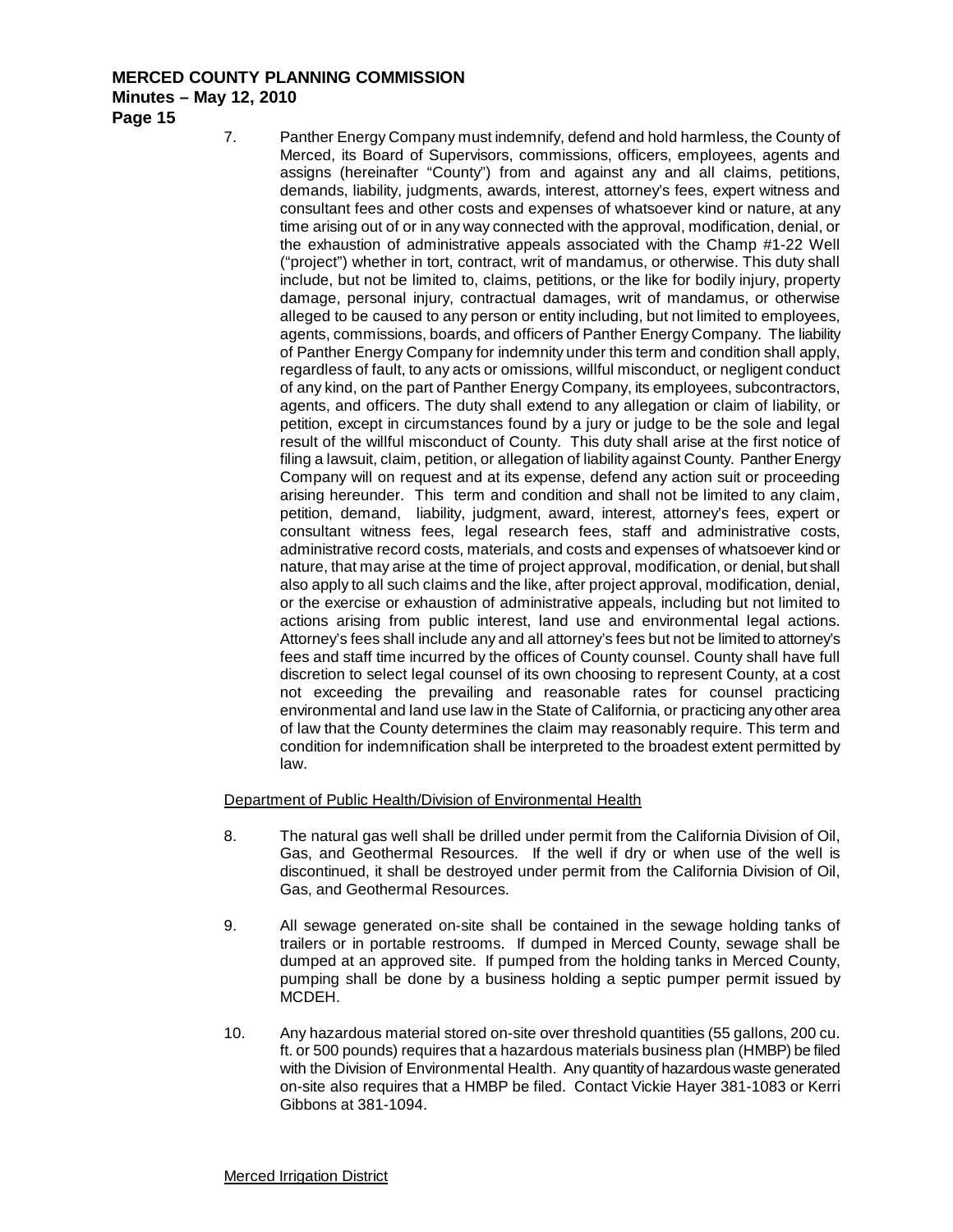7. Panther Energy Company must indemnify, defend and hold harmless, the County of Merced, its Board of Supervisors, commissions, officers, employees, agents and assigns (hereinafter "County") from and against any and all claims, petitions, demands, liability, judgments, awards, interest, attorney's fees, expert witness and consultant fees and other costs and expenses of whatsoever kind or nature, at any time arising out of or in any way connected with the approval, modification, denial, or the exhaustion of administrative appeals associated with the Champ #1-22 Well ("project") whether in tort, contract, writ of mandamus, or otherwise. This duty shall include, but not be limited to, claims, petitions, or the like for bodily injury, property damage, personal injury, contractual damages, writ of mandamus, or otherwise alleged to be caused to any person or entity including, but not limited to employees, agents, commissions, boards, and officers of Panther Energy Company. The liability of Panther Energy Company for indemnity under this term and condition shall apply, regardless of fault, to any acts or omissions, willful misconduct, or negligent conduct of any kind, on the part of Panther Energy Company, its employees, subcontractors, agents, and officers. The duty shall extend to any allegation or claim of liability, or petition, except in circumstances found by a jury or judge to be the sole and legal result of the willful misconduct of County. This duty shall arise at the first notice of filing a lawsuit, claim, petition, or allegation of liability against County. Panther Energy Company will on request and at its expense, defend any action suit or proceeding arising hereunder. This term and condition and shall not be limited to any claim, petition, demand, liability, judgment, award, interest, attorney's fees, expert or consultant witness fees, legal research fees, staff and administrative costs, administrative record costs, materials, and costs and expenses of whatsoever kind or nature, that may arise at the time of project approval, modification, or denial, but shall also apply to all such claims and the like, after project approval, modification, denial, or the exercise or exhaustion of administrative appeals, including but not limited to actions arising from public interest, land use and environmental legal actions. Attorney's fees shall include any and all attorney's fees but not be limited to attorney's fees and staff time incurred by the offices of County counsel. County shall have full discretion to select legal counsel of its own choosing to represent County, at a cost not exceeding the prevailing and reasonable rates for counsel practicing environmental and land use law in the State of California, or practicing any other area of law that the County determines the claim may reasonably require. This term and condition for indemnification shall be interpreted to the broadest extent permitted by law.

Department of Public Health/Division of Environmental Health

8. The natural gas well shall be drilled under permit from the California Division of Oil, Gas, and Geothermal Resources. If the well if dry or when use of the well is discontinued, it shall be destroyed under permit from the California Division of Oil, Gas, and Geothermal Resources.

9. All sewage generated on-site shall be contained in the sewage holding tanks of trailers or in portable restrooms. If dumped in Merced County, sewage shall be dumped at an approved site. If pumped from the holding tanks in Merced County, pumping shall be done by a business holding a septic pumper permit issued by MCDEH.

10. Any hazardous material stored on-site over threshold quantities (55 gallons, 200 cu. ft. or 500 pounds) requires that a hazardous materials business plan (HMBP) be filed with the Division of Environmental Health. Any quantity of hazardous waste generated on-site also requires that a HMBP be filed. Contact Vickie Hayer 381-1083 or Kerri Gibbons at 381-1094.

Merced Irrigation District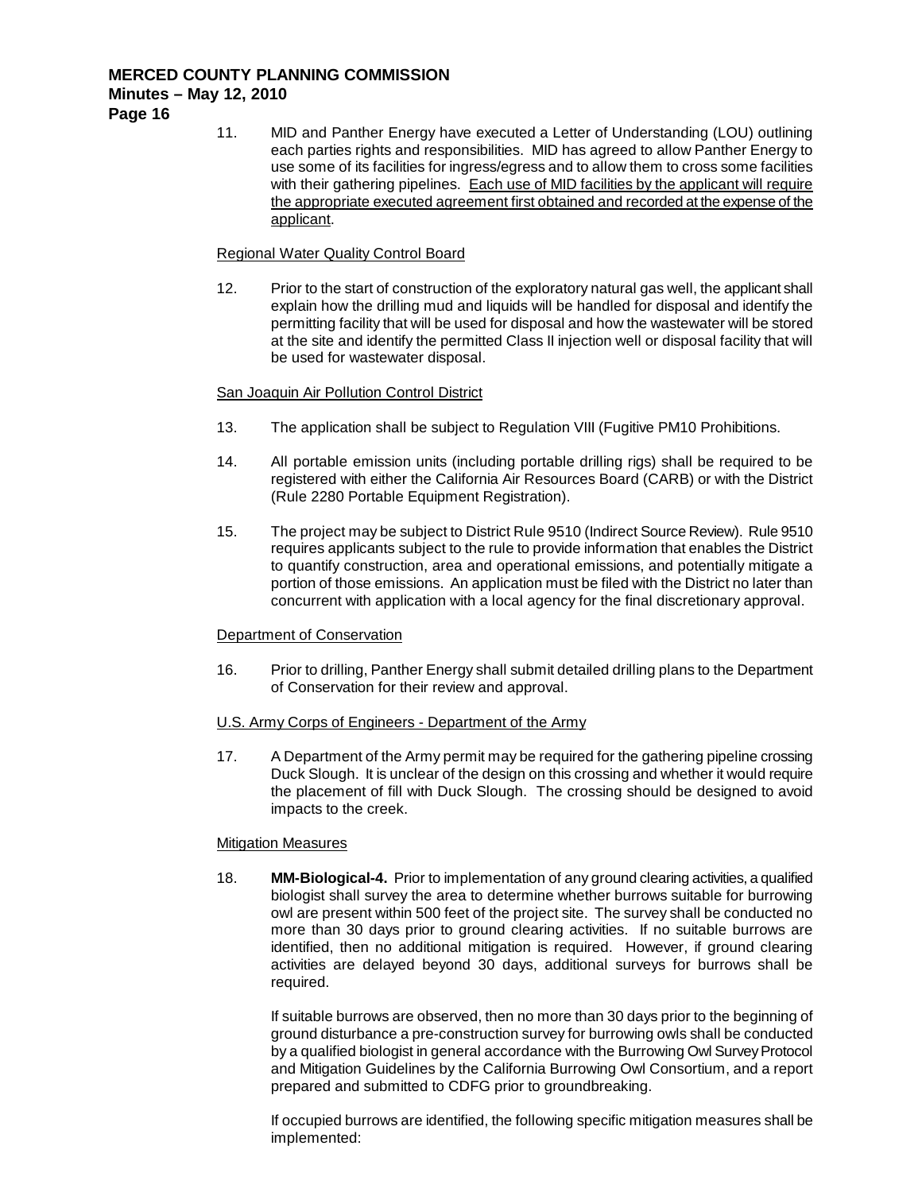11. MID and Panther Energy have executed a Letter of Understanding (LOU) outlining each parties rights and responsibilities. MID has agreed to allow Panther Energy to use some of its facilities for ingress/egress and to allow them to cross some facilities with their gathering pipelines. <u>Each use of MID facilities by the applicant will require the appropriate executed agreement first obtained and recorded at the expense of the applicant</u>.

<u>Regional Water Quality Control Board</u>

12. Prior to the start of construction of the exploratory natural gas well, the applicant shall explain how the drilling mud and liquids will be handled for disposal and identify the permitting facility that will be used for disposal and how the wastewater will be stored at the site and identify the permitted Class II injection well or disposal facility that will be used for wastewater disposal.

<u>San Joaquin Air Pollution Control District</u>

13. The application shall be subject to Regulation VIII (Fugitive PM10 Prohibitions.

14. All portable emission units (including portable drilling rigs) shall be required to be registered with either the California Air Resources Board (CARB) or with the District (Rule 2280 Portable Equipment Registration).

15. The project may be subject to District Rule 9510 (Indirect Source Review). Rule 9510 requires applicants subject to the rule to provide information that enables the District to quantify construction, area and operational emissions, and potentially mitigate a portion of those emissions. An application must be filed with the District no later than concurrent with application with a local agency for the final discretionary approval.

<u>Department of Conservation</u>

16. Prior to drilling, Panther Energy shall submit detailed drilling plans to the Department of Conservation for their review and approval.

<u>U.S. Army Corps of Engineers - Department of the Army</u>

17. A Department of the Army permit may be required for the gathering pipeline crossing Duck Slough. It is unclear of the design on this crossing and whether it would require the placement of fill with Duck Slough. The crossing should be designed to avoid impacts to the creek.

<u>Mitigation Measures</u>

18. **MM-Biological-4.** Prior to implementation of any ground clearing activities, a qualified biologist shall survey the area to determine whether burrows suitable for burrowing owl are present within 500 feet of the project site. The survey shall be conducted no more than 30 days prior to ground clearing activities. If no suitable burrows are identified, then no additional mitigation is required. However, if ground clearing activities are delayed beyond 30 days, additional surveys for burrows shall be required.

    If suitable burrows are observed, then no more than 30 days prior to the beginning of ground disturbance a pre-construction survey for burrowing owls shall be conducted by a qualified biologist in general accordance with the Burrowing Owl Survey Protocol and Mitigation Guidelines by the California Burrowing Owl Consortium, and a report prepared and submitted to CDFG prior to groundbreaking.

    If occupied burrows are identified, the following specific mitigation measures shall be implemented: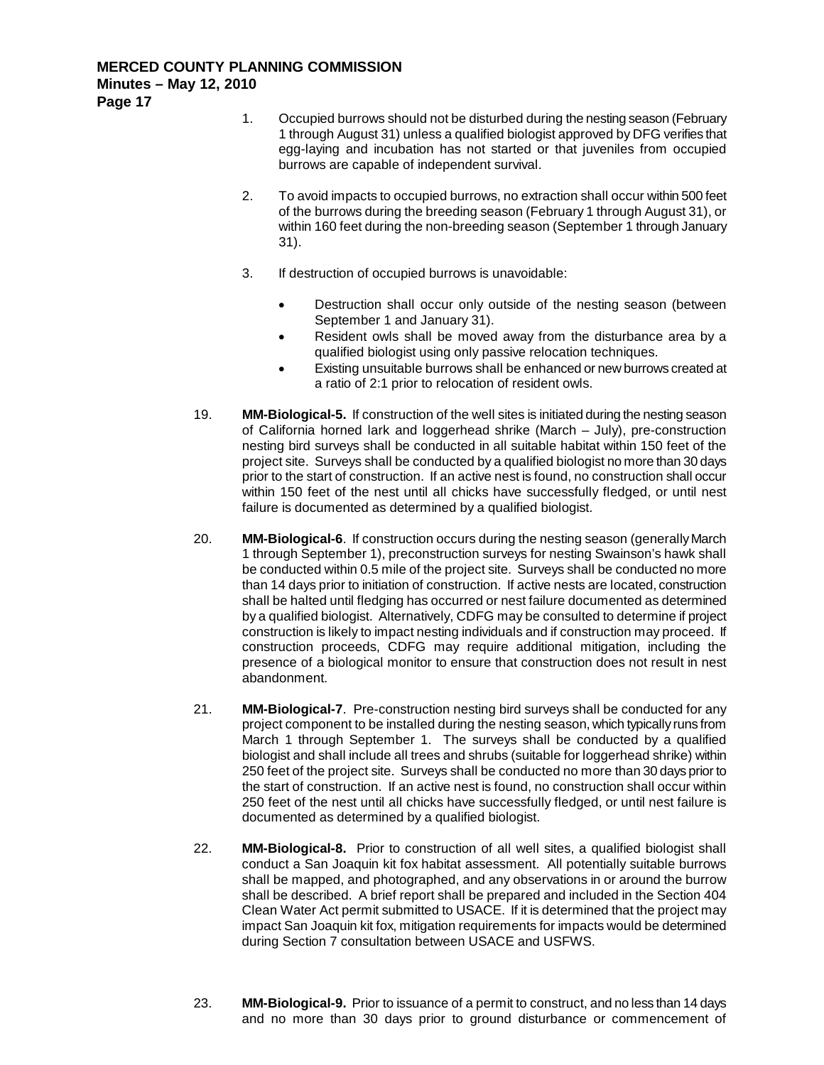1. Occupied burrows should not be disturbed during the nesting season (February 1 through August 31) unless a qualified biologist approved by DFG verifies that egg-laying and incubation has not started or that juveniles from occupied burrows are capable of independent survival.

2. To avoid impacts to occupied burrows, no extraction shall occur within 500 feet of the burrows during the breeding season (February 1 through August 31), or within 160 feet during the non-breeding season (September 1 through January 31).

3. If destruction of occupied burrows is unavoidable:

   - Destruction shall occur only outside of the nesting season (between September 1 and January 31).
   - Resident owls shall be moved away from the disturbance area by a qualified biologist using only passive relocation techniques.
   - Existing unsuitable burrows shall be enhanced or new burrows created at a ratio of 2:1 prior to relocation of resident owls.

19. **MM-Biological-5.** If construction of the well sites is initiated during the nesting season of California horned lark and loggerhead shrike (March – July), pre-construction nesting bird surveys shall be conducted in all suitable habitat within 150 feet of the project site. Surveys shall be conducted by a qualified biologist no more than 30 days prior to the start of construction. If an active nest is found, no construction shall occur within 150 feet of the nest until all chicks have successfully fledged, or until nest failure is documented as determined by a qualified biologist.

20. **MM-Biological-6**. If construction occurs during the nesting season (generally March 1 through September 1), preconstruction surveys for nesting Swainson's hawk shall be conducted within 0.5 mile of the project site. Surveys shall be conducted no more than 14 days prior to initiation of construction. If active nests are located, construction shall be halted until fledging has occurred or nest failure documented as determined by a qualified biologist. Alternatively, CDFG may be consulted to determine if project construction is likely to impact nesting individuals and if construction may proceed. If construction proceeds, CDFG may require additional mitigation, including the presence of a biological monitor to ensure that construction does not result in nest abandonment.

21. **MM-Biological-7**. Pre-construction nesting bird surveys shall be conducted for any project component to be installed during the nesting season, which typically runs from March 1 through September 1. The surveys shall be conducted by a qualified biologist and shall include all trees and shrubs (suitable for loggerhead shrike) within 250 feet of the project site. Surveys shall be conducted no more than 30 days prior to the start of construction. If an active nest is found, no construction shall occur within 250 feet of the nest until all chicks have successfully fledged, or until nest failure is documented as determined by a qualified biologist.

22. **MM-Biological-8.** Prior to construction of all well sites, a qualified biologist shall conduct a San Joaquin kit fox habitat assessment. All potentially suitable burrows shall be mapped, and photographed, and any observations in or around the burrow shall be described. A brief report shall be prepared and included in the Section 404 Clean Water Act permit submitted to USACE. If it is determined that the project may impact San Joaquin kit fox, mitigation requirements for impacts would be determined during Section 7 consultation between USACE and USFWS.

23. **MM-Biological-9.** Prior to issuance of a permit to construct, and no less than 14 days and no more than 30 days prior to ground disturbance or commencement of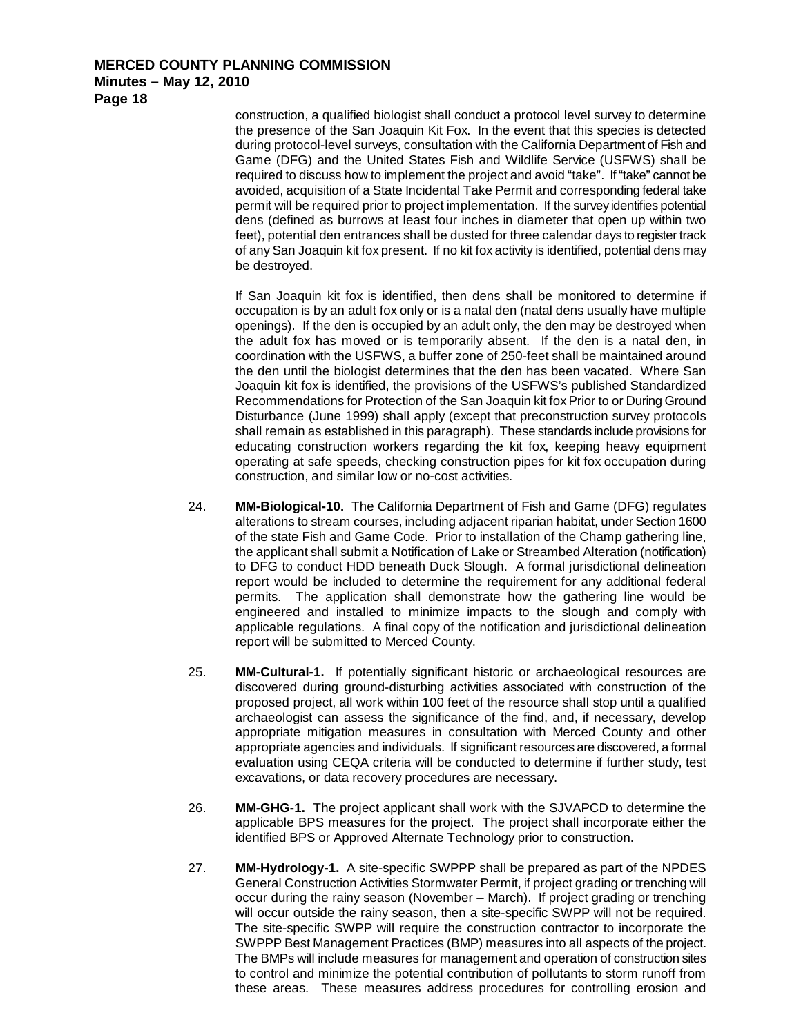construction, a qualified biologist shall conduct a protocol level survey to determine the presence of the San Joaquin Kit Fox. In the event that this species is detected during protocol-level surveys, consultation with the California Department of Fish and Game (DFG) and the United States Fish and Wildlife Service (USFWS) shall be required to discuss how to implement the project and avoid "take". If "take" cannot be avoided, acquisition of a State Incidental Take Permit and corresponding federal take permit will be required prior to project implementation. If the survey identifies potential dens (defined as burrows at least four inches in diameter that open up within two feet), potential den entrances shall be dusted for three calendar days to register track of any San Joaquin kit fox present. If no kit fox activity is identified, potential dens may be destroyed.

If San Joaquin kit fox is identified, then dens shall be monitored to determine if occupation is by an adult fox only or is a natal den (natal dens usually have multiple openings). If the den is occupied by an adult only, the den may be destroyed when the adult fox has moved or is temporarily absent. If the den is a natal den, in coordination with the USFWS, a buffer zone of 250-feet shall be maintained around the den until the biologist determines that the den has been vacated. Where San Joaquin kit fox is identified, the provisions of the USFWS's published Standardized Recommendations for Protection of the San Joaquin kit fox Prior to or During Ground Disturbance (June 1999) shall apply (except that preconstruction survey protocols shall remain as established in this paragraph). These standards include provisions for educating construction workers regarding the kit fox, keeping heavy equipment operating at safe speeds, checking construction pipes for kit fox occupation during construction, and similar low or no-cost activities.

24. **MM-Biological-10.** The California Department of Fish and Game (DFG) regulates alterations to stream courses, including adjacent riparian habitat, under Section 1600 of the state Fish and Game Code. Prior to installation of the Champ gathering line, the applicant shall submit a Notification of Lake or Streambed Alteration (notification) to DFG to conduct HDD beneath Duck Slough. A formal jurisdictional delineation report would be included to determine the requirement for any additional federal permits. The application shall demonstrate how the gathering line would be engineered and installed to minimize impacts to the slough and comply with applicable regulations. A final copy of the notification and jurisdictional delineation report will be submitted to Merced County.

25. **MM-Cultural-1.** If potentially significant historic or archaeological resources are discovered during ground-disturbing activities associated with construction of the proposed project, all work within 100 feet of the resource shall stop until a qualified archaeologist can assess the significance of the find, and, if necessary, develop appropriate mitigation measures in consultation with Merced County and other appropriate agencies and individuals. If significant resources are discovered, a formal evaluation using CEQA criteria will be conducted to determine if further study, test excavations, or data recovery procedures are necessary.

26. **MM-GHG-1.** The project applicant shall work with the SJVAPCD to determine the applicable BPS measures for the project. The project shall incorporate either the identified BPS or Approved Alternate Technology prior to construction.

27. **MM-Hydrology-1.** A site-specific SWPPP shall be prepared as part of the NPDES General Construction Activities Stormwater Permit, if project grading or trenching will occur during the rainy season (November – March). If project grading or trenching will occur outside the rainy season, then a site-specific SWPP will not be required. The site-specific SWPP will require the construction contractor to incorporate the SWPPP Best Management Practices (BMP) measures into all aspects of the project. The BMPs will include measures for management and operation of construction sites to control and minimize the potential contribution of pollutants to storm runoff from these areas. These measures address procedures for controlling erosion and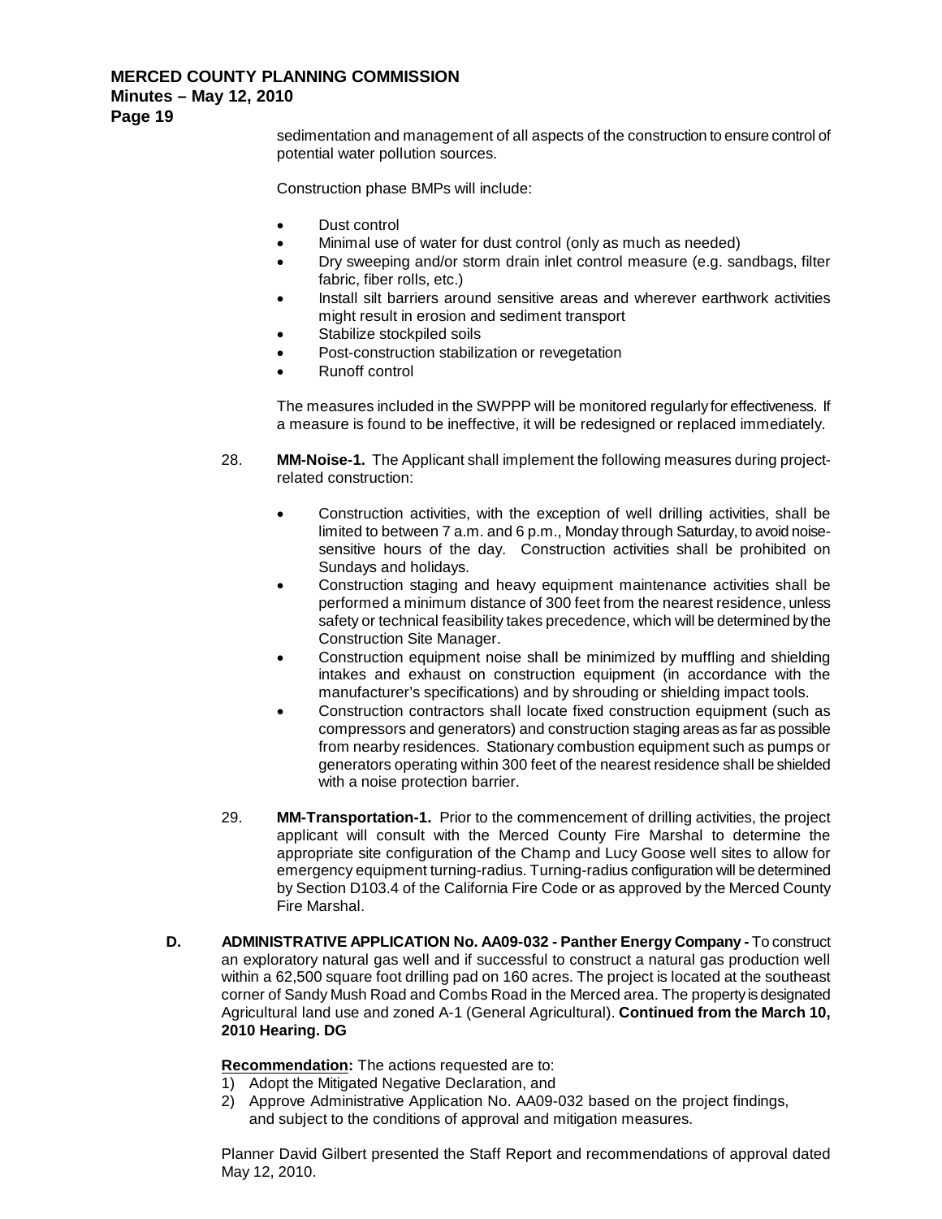sedimentation and management of all aspects of the construction to ensure control of potential water pollution sources.

Construction phase BMPs will include:

- Dust control
- Minimal use of water for dust control (only as much as needed)
- Dry sweeping and/or storm drain inlet control measure (e.g. sandbags, filter fabric, fiber rolls, etc.)
- Install silt barriers around sensitive areas and wherever earthwork activities might result in erosion and sediment transport
- Stabilize stockpiled soils
- Post-construction stabilization or revegetation
- Runoff control

The measures included in the SWPPP will be monitored regularly for effectiveness. If a measure is found to be ineffective, it will be redesigned or replaced immediately.

28. **MM-Noise-1.** The Applicant shall implement the following measures during project-related construction:

    - Construction activities, with the exception of well drilling activities, shall be limited to between 7 a.m. and 6 p.m., Monday through Saturday, to avoid noise-sensitive hours of the day. Construction activities shall be prohibited on Sundays and holidays.
    - Construction staging and heavy equipment maintenance activities shall be performed a minimum distance of 300 feet from the nearest residence, unless safety or technical feasibility takes precedence, which will be determined by the Construction Site Manager.
    - Construction equipment noise shall be minimized by muffling and shielding intakes and exhaust on construction equipment (in accordance with the manufacturer's specifications) and by shrouding or shielding impact tools.
    - Construction contractors shall locate fixed construction equipment (such as compressors and generators) and construction staging areas as far as possible from nearby residences. Stationary combustion equipment such as pumps or generators operating within 300 feet of the nearest residence shall be shielded with a noise protection barrier.

29. **MM-Transportation-1.** Prior to the commencement of drilling activities, the project applicant will consult with the Merced County Fire Marshal to determine the appropriate site configuration of the Champ and Lucy Goose well sites to allow for emergency equipment turning-radius. Turning-radius configuration will be determined by Section D103.4 of the California Fire Code or as approved by the Merced County Fire Marshal.

**D. ADMINISTRATIVE APPLICATION No. AA09-032 - Panther Energy Company -** To construct an exploratory natural gas well and if successful to construct a natural gas production well within a 62,500 square foot drilling pad on 160 acres. The project is located at the southeast corner of Sandy Mush Road and Combs Road in the Merced area. The property is designated Agricultural land use and zoned A-1 (General Agricultural). **Continued from the March 10, 2010 Hearing. DG**

**Recommendation:** The actions requested are to:

1) Adopt the Mitigated Negative Declaration, and
2) Approve Administrative Application No. AA09-032 based on the project findings, and subject to the conditions of approval and mitigation measures.

Planner David Gilbert presented the Staff Report and recommendations of approval dated May 12, 2010.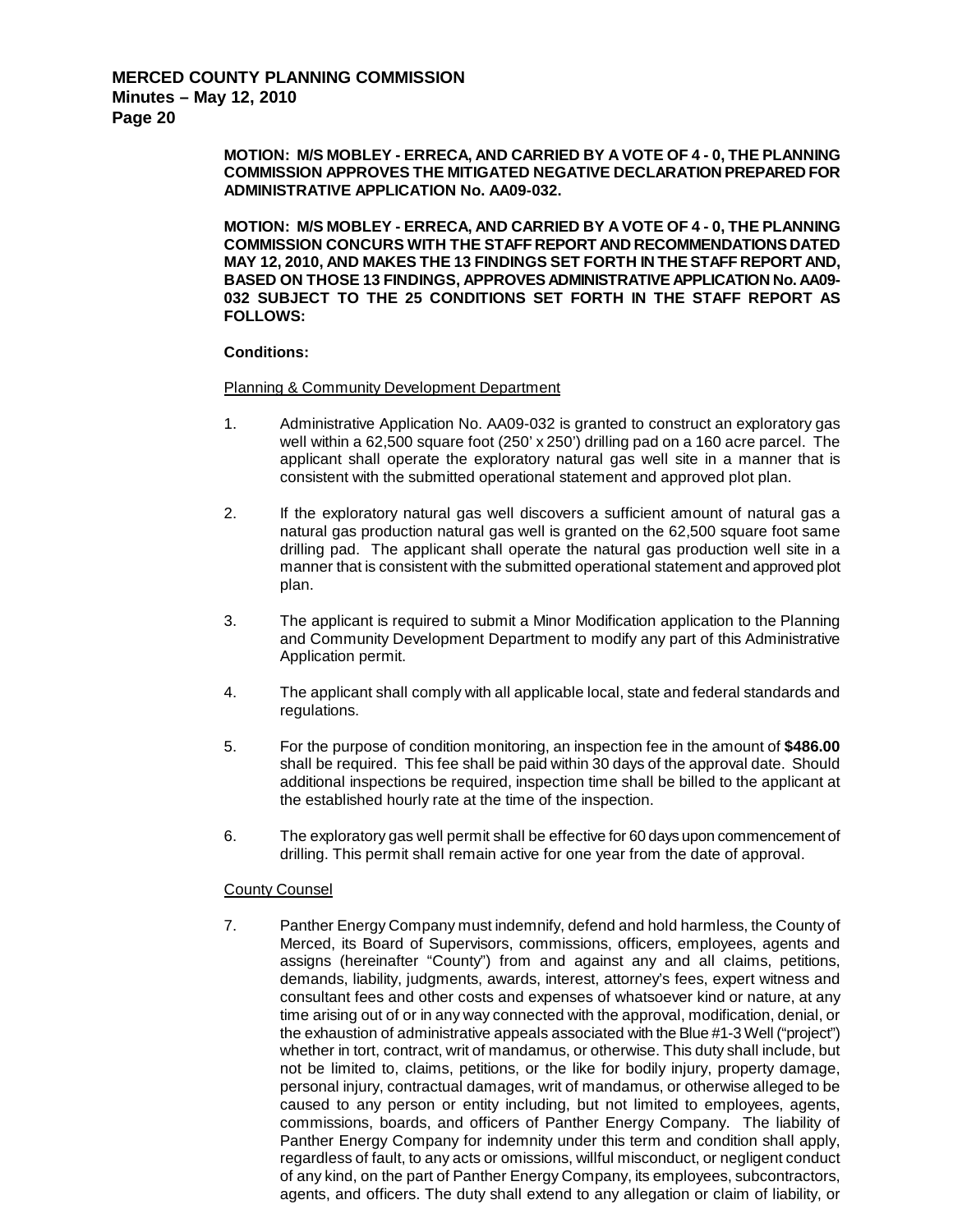**MOTION: M/S MOBLEY - ERRECA, AND CARRIED BY A VOTE OF 4 - 0, THE PLANNING COMMISSION APPROVES THE MITIGATED NEGATIVE DECLARATION PREPARED FOR ADMINISTRATIVE APPLICATION No. AA09-032.**

**MOTION: M/S MOBLEY - ERRECA, AND CARRIED BY A VOTE OF 4 - 0, THE PLANNING COMMISSION CONCURS WITH THE STAFF REPORT AND RECOMMENDATIONS DATED MAY 12, 2010, AND MAKES THE 13 FINDINGS SET FORTH IN THE STAFF REPORT AND, BASED ON THOSE 13 FINDINGS, APPROVES ADMINISTRATIVE APPLICATION No. AA09-032 SUBJECT TO THE 25 CONDITIONS SET FORTH IN THE STAFF REPORT AS FOLLOWS:**

**Conditions:**

Planning & Community Development Department

1. Administrative Application No. AA09-032 is granted to construct an exploratory gas well within a 62,500 square foot (250' x 250') drilling pad on a 160 acre parcel. The applicant shall operate the exploratory natural gas well site in a manner that is consistent with the submitted operational statement and approved plot plan.

2. If the exploratory natural gas well discovers a sufficient amount of natural gas a natural gas production natural gas well is granted on the 62,500 square foot same drilling pad. The applicant shall operate the natural gas production well site in a manner that is consistent with the submitted operational statement and approved plot plan.

3. The applicant is required to submit a Minor Modification application to the Planning and Community Development Department to modify any part of this Administrative Application permit.

4. The applicant shall comply with all applicable local, state and federal standards and regulations.

5. For the purpose of condition monitoring, an inspection fee in the amount of **$486.00** shall be required. This fee shall be paid within 30 days of the approval date. Should additional inspections be required, inspection time shall be billed to the applicant at the established hourly rate at the time of the inspection.

6. The exploratory gas well permit shall be effective for 60 days upon commencement of drilling. This permit shall remain active for one year from the date of approval.

County Counsel

7. Panther Energy Company must indemnify, defend and hold harmless, the County of Merced, its Board of Supervisors, commissions, officers, employees, agents and assigns (hereinafter "County") from and against any and all claims, petitions, demands, liability, judgments, awards, interest, attorney's fees, expert witness and consultant fees and other costs and expenses of whatsoever kind or nature, at any time arising out of or in any way connected with the approval, modification, denial, or the exhaustion of administrative appeals associated with the Blue #1-3 Well ("project") whether in tort, contract, writ of mandamus, or otherwise. This duty shall include, but not be limited to, claims, petitions, or the like for bodily injury, property damage, personal injury, contractual damages, writ of mandamus, or otherwise alleged to be caused to any person or entity including, but not limited to employees, agents, commissions, boards, and officers of Panther Energy Company. The liability of Panther Energy Company for indemnity under this term and condition shall apply, regardless of fault, to any acts or omissions, willful misconduct, or negligent conduct of any kind, on the part of Panther Energy Company, its employees, subcontractors, agents, and officers. The duty shall extend to any allegation or claim of liability, or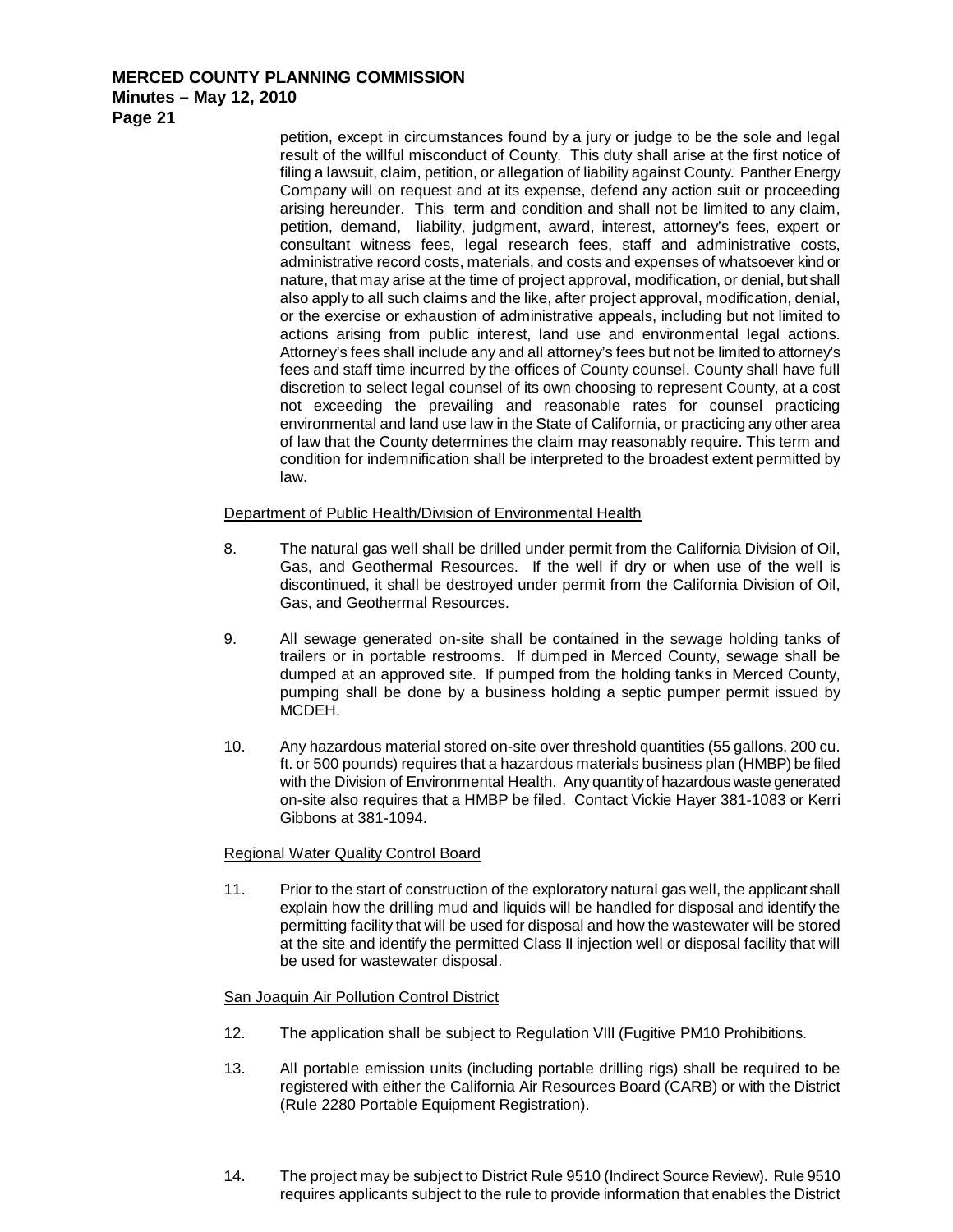petition, except in circumstances found by a jury or judge to be the sole and legal result of the willful misconduct of County. This duty shall arise at the first notice of filing a lawsuit, claim, petition, or allegation of liability against County. Panther Energy Company will on request and at its expense, defend any action suit or proceeding arising hereunder. This term and condition and shall not be limited to any claim, petition, demand, liability, judgment, award, interest, attorney's fees, expert or consultant witness fees, legal research fees, staff and administrative costs, administrative record costs, materials, and costs and expenses of whatsoever kind or nature, that may arise at the time of project approval, modification, or denial, but shall also apply to all such claims and the like, after project approval, modification, denial, or the exercise or exhaustion of administrative appeals, including but not limited to actions arising from public interest, land use and environmental legal actions. Attorney's fees shall include any and all attorney's fees but not be limited to attorney's fees and staff time incurred by the offices of County counsel. County shall have full discretion to select legal counsel of its own choosing to represent County, at a cost not exceeding the prevailing and reasonable rates for counsel practicing environmental and land use law in the State of California, or practicing any other area of law that the County determines the claim may reasonably require. This term and condition for indemnification shall be interpreted to the broadest extent permitted by law.

Department of Public Health/Division of Environmental Health

8. The natural gas well shall be drilled under permit from the California Division of Oil, Gas, and Geothermal Resources. If the well if dry or when use of the well is discontinued, it shall be destroyed under permit from the California Division of Oil, Gas, and Geothermal Resources.

9. All sewage generated on-site shall be contained in the sewage holding tanks of trailers or in portable restrooms. If dumped in Merced County, sewage shall be dumped at an approved site. If pumped from the holding tanks in Merced County, pumping shall be done by a business holding a septic pumper permit issued by MCDEH.

10. Any hazardous material stored on-site over threshold quantities (55 gallons, 200 cu. ft. or 500 pounds) requires that a hazardous materials business plan (HMBP) be filed with the Division of Environmental Health. Any quantity of hazardous waste generated on-site also requires that a HMBP be filed. Contact Vickie Hayer 381-1083 or Kerri Gibbons at 381-1094.

Regional Water Quality Control Board

11. Prior to the start of construction of the exploratory natural gas well, the applicant shall explain how the drilling mud and liquids will be handled for disposal and identify the permitting facility that will be used for disposal and how the wastewater will be stored at the site and identify the permitted Class II injection well or disposal facility that will be used for wastewater disposal.

San Joaquin Air Pollution Control District

12. The application shall be subject to Regulation VIII (Fugitive PM10 Prohibitions.

13. All portable emission units (including portable drilling rigs) shall be required to be registered with either the California Air Resources Board (CARB) or with the District (Rule 2280 Portable Equipment Registration).

14. The project may be subject to District Rule 9510 (Indirect Source Review). Rule 9510 requires applicants subject to the rule to provide information that enables the District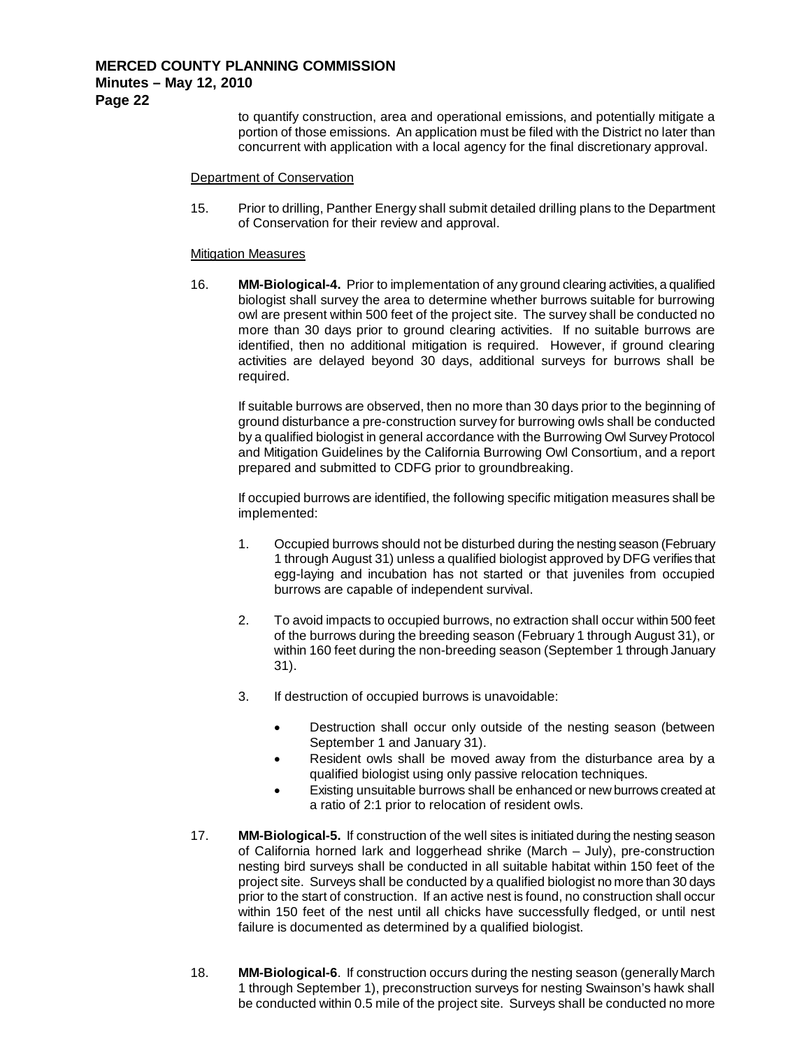to quantify construction, area and operational emissions, and potentially mitigate a portion of those emissions. An application must be filed with the District no later than concurrent with application with a local agency for the final discretionary approval.

Department of Conservation

15. Prior to drilling, Panther Energy shall submit detailed drilling plans to the Department of Conservation for their review and approval.

Mitigation Measures

16. **MM-Biological-4.** Prior to implementation of any ground clearing activities, a qualified biologist shall survey the area to determine whether burrows suitable for burrowing owl are present within 500 feet of the project site. The survey shall be conducted no more than 30 days prior to ground clearing activities. If no suitable burrows are identified, then no additional mitigation is required. However, if ground clearing activities are delayed beyond 30 days, additional surveys for burrows shall be required.

    If suitable burrows are observed, then no more than 30 days prior to the beginning of ground disturbance a pre-construction survey for burrowing owls shall be conducted by a qualified biologist in general accordance with the Burrowing Owl Survey Protocol and Mitigation Guidelines by the California Burrowing Owl Consortium, and a report prepared and submitted to CDFG prior to groundbreaking.

    If occupied burrows are identified, the following specific mitigation measures shall be implemented:

    1. Occupied burrows should not be disturbed during the nesting season (February 1 through August 31) unless a qualified biologist approved by DFG verifies that egg-laying and incubation has not started or that juveniles from occupied burrows are capable of independent survival.

    2. To avoid impacts to occupied burrows, no extraction shall occur within 500 feet of the burrows during the breeding season (February 1 through August 31), or within 160 feet during the non-breeding season (September 1 through January 31).

    3. If destruction of occupied burrows is unavoidable:

        - Destruction shall occur only outside of the nesting season (between September 1 and January 31).
        - Resident owls shall be moved away from the disturbance area by a qualified biologist using only passive relocation techniques.
        - Existing unsuitable burrows shall be enhanced or new burrows created at a ratio of 2:1 prior to relocation of resident owls.

17. **MM-Biological-5.** If construction of the well sites is initiated during the nesting season of California horned lark and loggerhead shrike (March – July), pre-construction nesting bird surveys shall be conducted in all suitable habitat within 150 feet of the project site. Surveys shall be conducted by a qualified biologist no more than 30 days prior to the start of construction. If an active nest is found, no construction shall occur within 150 feet of the nest until all chicks have successfully fledged, or until nest failure is documented as determined by a qualified biologist.

18. **MM-Biological-6**. If construction occurs during the nesting season (generally March 1 through September 1), preconstruction surveys for nesting Swainson's hawk shall be conducted within 0.5 mile of the project site. Surveys shall be conducted no more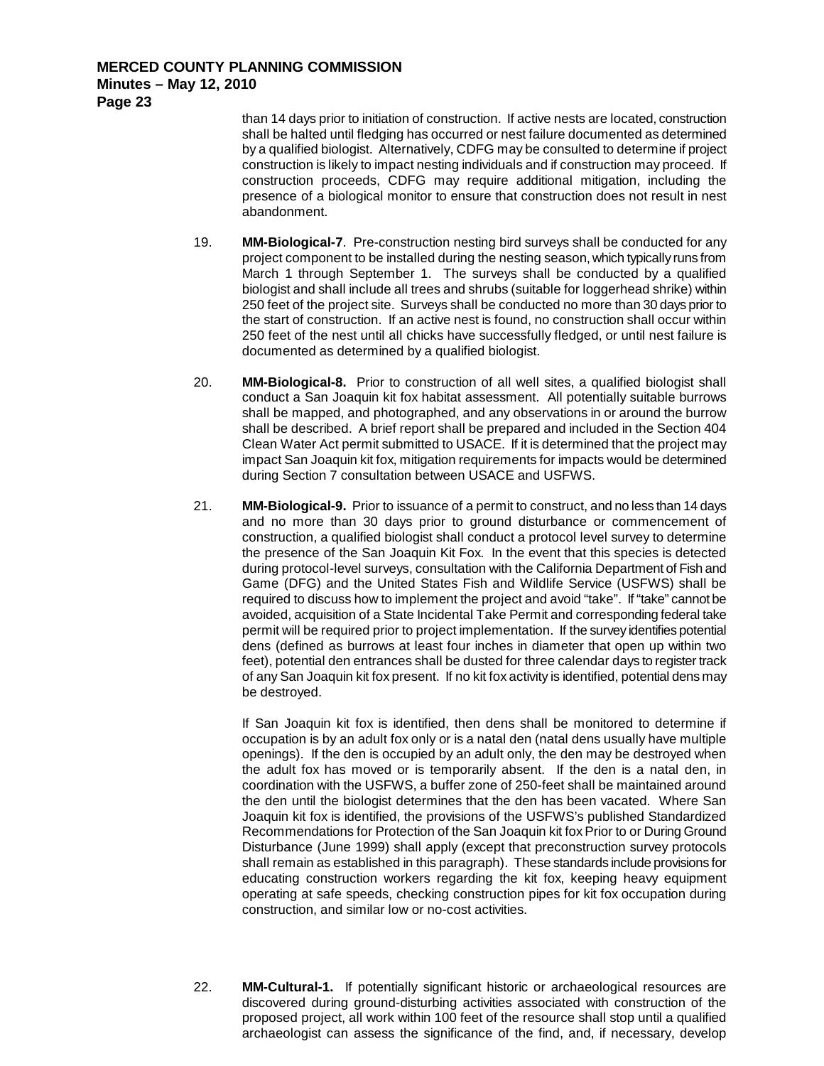than 14 days prior to initiation of construction. If active nests are located, construction shall be halted until fledging has occurred or nest failure documented as determined by a qualified biologist. Alternatively, CDFG may be consulted to determine if project construction is likely to impact nesting individuals and if construction may proceed. If construction proceeds, CDFG may require additional mitigation, including the presence of a biological monitor to ensure that construction does not result in nest abandonment.

19. **MM-Biological-7**. Pre-construction nesting bird surveys shall be conducted for any project component to be installed during the nesting season, which typically runs from March 1 through September 1. The surveys shall be conducted by a qualified biologist and shall include all trees and shrubs (suitable for loggerhead shrike) within 250 feet of the project site. Surveys shall be conducted no more than 30 days prior to the start of construction. If an active nest is found, no construction shall occur within 250 feet of the nest until all chicks have successfully fledged, or until nest failure is documented as determined by a qualified biologist.

20. **MM-Biological-8.** Prior to construction of all well sites, a qualified biologist shall conduct a San Joaquin kit fox habitat assessment. All potentially suitable burrows shall be mapped, and photographed, and any observations in or around the burrow shall be described. A brief report shall be prepared and included in the Section 404 Clean Water Act permit submitted to USACE. If it is determined that the project may impact San Joaquin kit fox, mitigation requirements for impacts would be determined during Section 7 consultation between USACE and USFWS.

21. **MM-Biological-9.** Prior to issuance of a permit to construct, and no less than 14 days and no more than 30 days prior to ground disturbance or commencement of construction, a qualified biologist shall conduct a protocol level survey to determine the presence of the San Joaquin Kit Fox. In the event that this species is detected during protocol-level surveys, consultation with the California Department of Fish and Game (DFG) and the United States Fish and Wildlife Service (USFWS) shall be required to discuss how to implement the project and avoid "take". If "take" cannot be avoided, acquisition of a State Incidental Take Permit and corresponding federal take permit will be required prior to project implementation. If the survey identifies potential dens (defined as burrows at least four inches in diameter that open up within two feet), potential den entrances shall be dusted for three calendar days to register track of any San Joaquin kit fox present. If no kit fox activity is identified, potential dens may be destroyed.

    If San Joaquin kit fox is identified, then dens shall be monitored to determine if occupation is by an adult fox only or is a natal den (natal dens usually have multiple openings). If the den is occupied by an adult only, the den may be destroyed when the adult fox has moved or is temporarily absent. If the den is a natal den, in coordination with the USFWS, a buffer zone of 250-feet shall be maintained around the den until the biologist determines that the den has been vacated. Where San Joaquin kit fox is identified, the provisions of the USFWS's published Standardized Recommendations for Protection of the San Joaquin kit fox Prior to or During Ground Disturbance (June 1999) shall apply (except that preconstruction survey protocols shall remain as established in this paragraph). These standards include provisions for educating construction workers regarding the kit fox, keeping heavy equipment operating at safe speeds, checking construction pipes for kit fox occupation during construction, and similar low or no-cost activities.

22. **MM-Cultural-1.** If potentially significant historic or archaeological resources are discovered during ground-disturbing activities associated with construction of the proposed project, all work within 100 feet of the resource shall stop until a qualified archaeologist can assess the significance of the find, and, if necessary, develop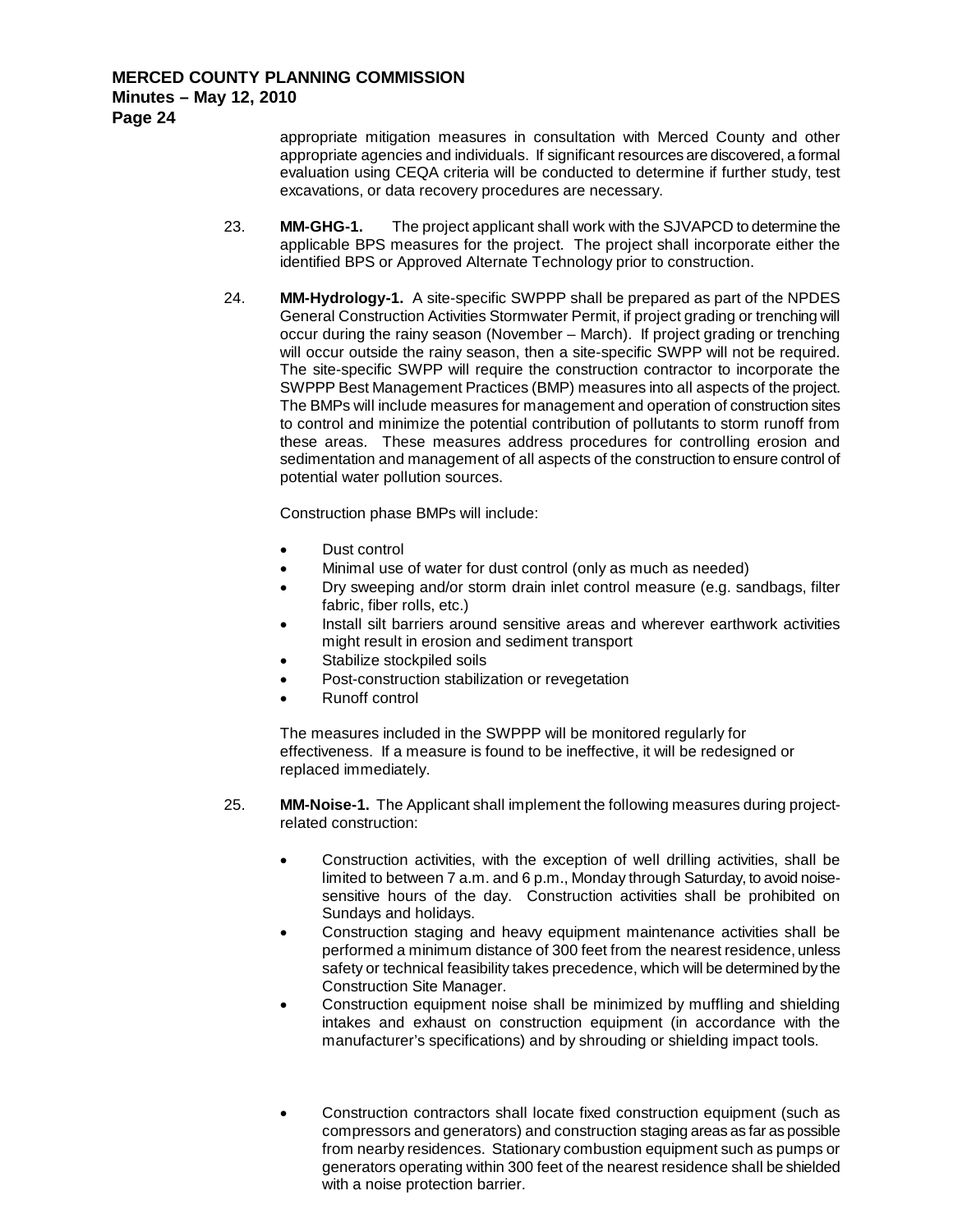appropriate mitigation measures in consultation with Merced County and other appropriate agencies and individuals. If significant resources are discovered, a formal evaluation using CEQA criteria will be conducted to determine if further study, test excavations, or data recovery procedures are necessary.

23. **MM-GHG-1.** The project applicant shall work with the SJVAPCD to determine the applicable BPS measures for the project. The project shall incorporate either the identified BPS or Approved Alternate Technology prior to construction.

24. **MM-Hydrology-1.** A site-specific SWPPP shall be prepared as part of the NPDES General Construction Activities Stormwater Permit, if project grading or trenching will occur during the rainy season (November – March). If project grading or trenching will occur outside the rainy season, then a site-specific SWPP will not be required. The site-specific SWPP will require the construction contractor to incorporate the SWPPP Best Management Practices (BMP) measures into all aspects of the project. The BMPs will include measures for management and operation of construction sites to control and minimize the potential contribution of pollutants to storm runoff from these areas. These measures address procedures for controlling erosion and sedimentation and management of all aspects of the construction to ensure control of potential water pollution sources.

    Construction phase BMPs will include:

    - Dust control
    - Minimal use of water for dust control (only as much as needed)
    - Dry sweeping and/or storm drain inlet control measure (e.g. sandbags, filter fabric, fiber rolls, etc.)
    - Install silt barriers around sensitive areas and wherever earthwork activities might result in erosion and sediment transport
    - Stabilize stockpiled soils
    - Post-construction stabilization or revegetation
    - Runoff control

    The measures included in the SWPPP will be monitored regularly for effectiveness. If a measure is found to be ineffective, it will be redesigned or replaced immediately.

25. **MM-Noise-1.** The Applicant shall implement the following measures during project-related construction:

    - Construction activities, with the exception of well drilling activities, shall be limited to between 7 a.m. and 6 p.m., Monday through Saturday, to avoid noise-sensitive hours of the day. Construction activities shall be prohibited on Sundays and holidays.
    - Construction staging and heavy equipment maintenance activities shall be performed a minimum distance of 300 feet from the nearest residence, unless safety or technical feasibility takes precedence, which will be determined by the Construction Site Manager.
    - Construction equipment noise shall be minimized by muffling and shielding intakes and exhaust on construction equipment (in accordance with the manufacturer's specifications) and by shrouding or shielding impact tools.
    - Construction contractors shall locate fixed construction equipment (such as compressors and generators) and construction staging areas as far as possible from nearby residences. Stationary combustion equipment such as pumps or generators operating within 300 feet of the nearest residence shall be shielded with a noise protection barrier.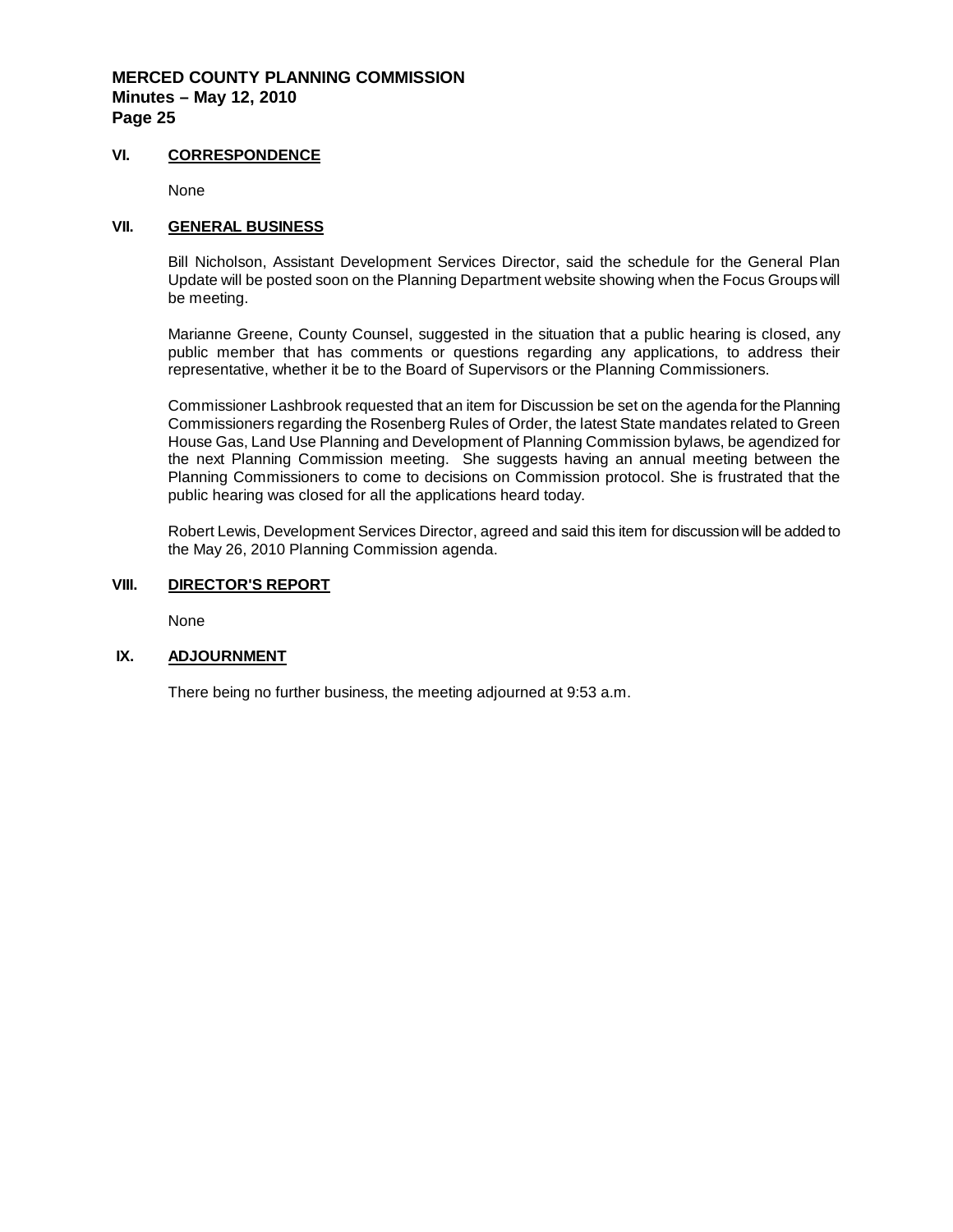## VI. CORRESPONDENCE

None

## VII. GENERAL BUSINESS

Bill Nicholson, Assistant Development Services Director, said the schedule for the General Plan Update will be posted soon on the Planning Department website showing when the Focus Groups will be meeting.

Marianne Greene, County Counsel, suggested in the situation that a public hearing is closed, any public member that has comments or questions regarding any applications, to address their representative, whether it be to the Board of Supervisors or the Planning Commissioners.

Commissioner Lashbrook requested that an item for Discussion be set on the agenda for the Planning Commissioners regarding the Rosenberg Rules of Order, the latest State mandates related to Green House Gas, Land Use Planning and Development of Planning Commission bylaws, be agendized for the next Planning Commission meeting. She suggests having an annual meeting between the Planning Commissioners to come to decisions on Commission protocol. She is frustrated that the public hearing was closed for all the applications heard today.

Robert Lewis, Development Services Director, agreed and said this item for discussion will be added to the May 26, 2010 Planning Commission agenda.

## VIII. DIRECTOR'S REPORT

None

## IX. ADJOURNMENT

There being no further business, the meeting adjourned at 9:53 a.m.